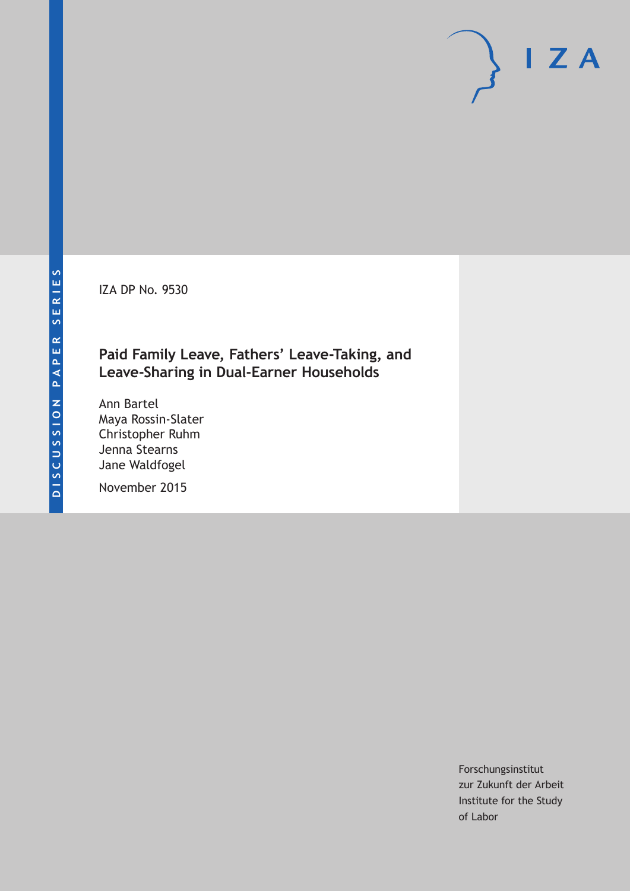IZA DP No. 9530

# Paid Family Leave, Fathers' Leave-Taking, and Leave-Sharing in Dual-Earner Households

Ann Bartel
Maya Rossin-Slater
Christopher Ruhm
Jenna Stearns
Jane Waldfogel

November 2015

Forschungsinstitut
zur Zukunft der Arbeit
Institute for the Study
of Labor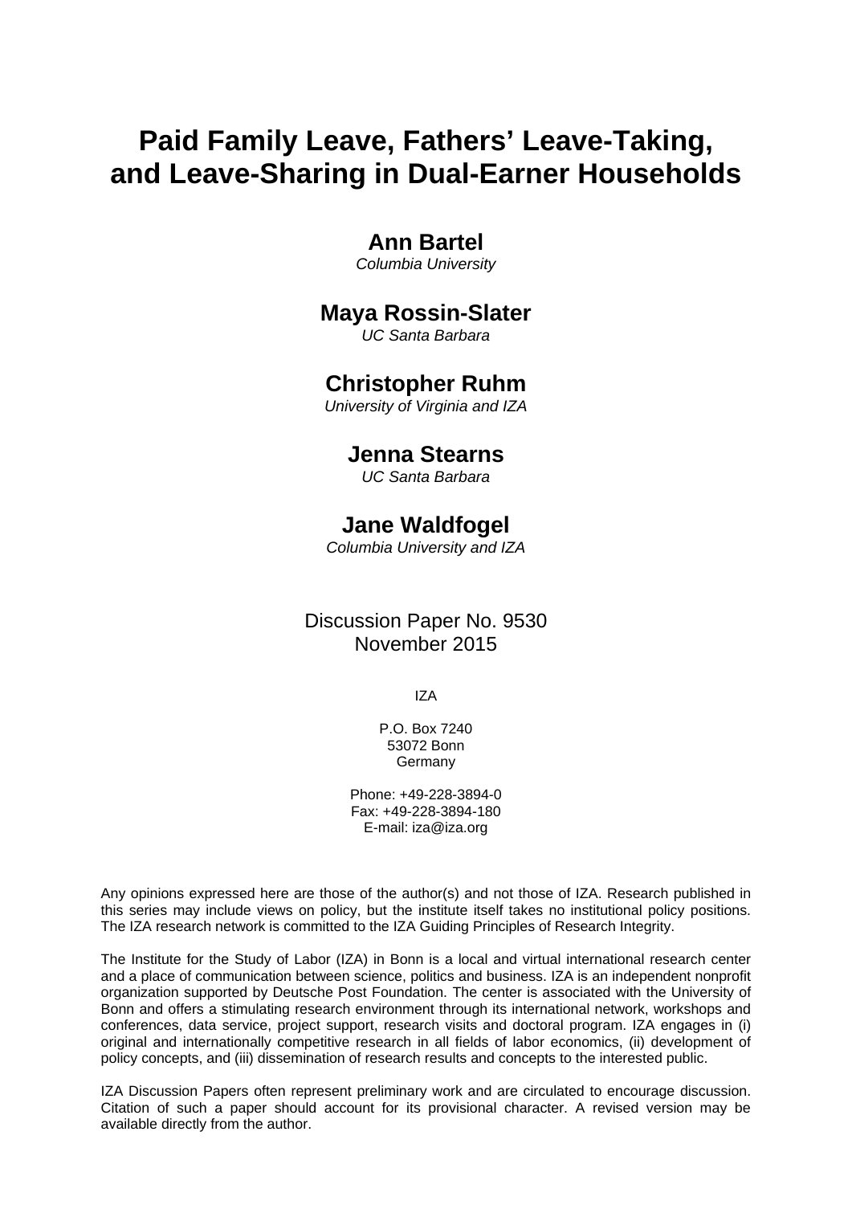# Paid Family Leave, Fathers' Leave-Taking, and Leave-Sharing in Dual-Earner Households

**Ann Bartel**
*Columbia University*

**Maya Rossin-Slater**
*UC Santa Barbara*

**Christopher Ruhm**
*University of Virginia and IZA*

**Jenna Stearns**
*UC Santa Barbara*

**Jane Waldfogel**
*Columbia University and IZA*

Discussion Paper No. 9530
November 2015

IZA

P.O. Box 7240
53072 Bonn
Germany

Phone: +49-228-3894-0
Fax: +49-228-3894-180
E-mail: iza@iza.org

Any opinions expressed here are those of the author(s) and not those of IZA. Research published in this series may include views on policy, but the institute itself takes no institutional policy positions. The IZA research network is committed to the IZA Guiding Principles of Research Integrity.

The Institute for the Study of Labor (IZA) in Bonn is a local and virtual international research center and a place of communication between science, politics and business. IZA is an independent nonprofit organization supported by Deutsche Post Foundation. The center is associated with the University of Bonn and offers a stimulating research environment through its international network, workshops and conferences, data service, project support, research visits and doctoral program. IZA engages in (i) original and internationally competitive research in all fields of labor economics, (ii) development of policy concepts, and (iii) dissemination of research results and concepts to the interested public.

IZA Discussion Papers often represent preliminary work and are circulated to encourage discussion. Citation of such a paper should account for its provisional character. A revised version may be available directly from the author.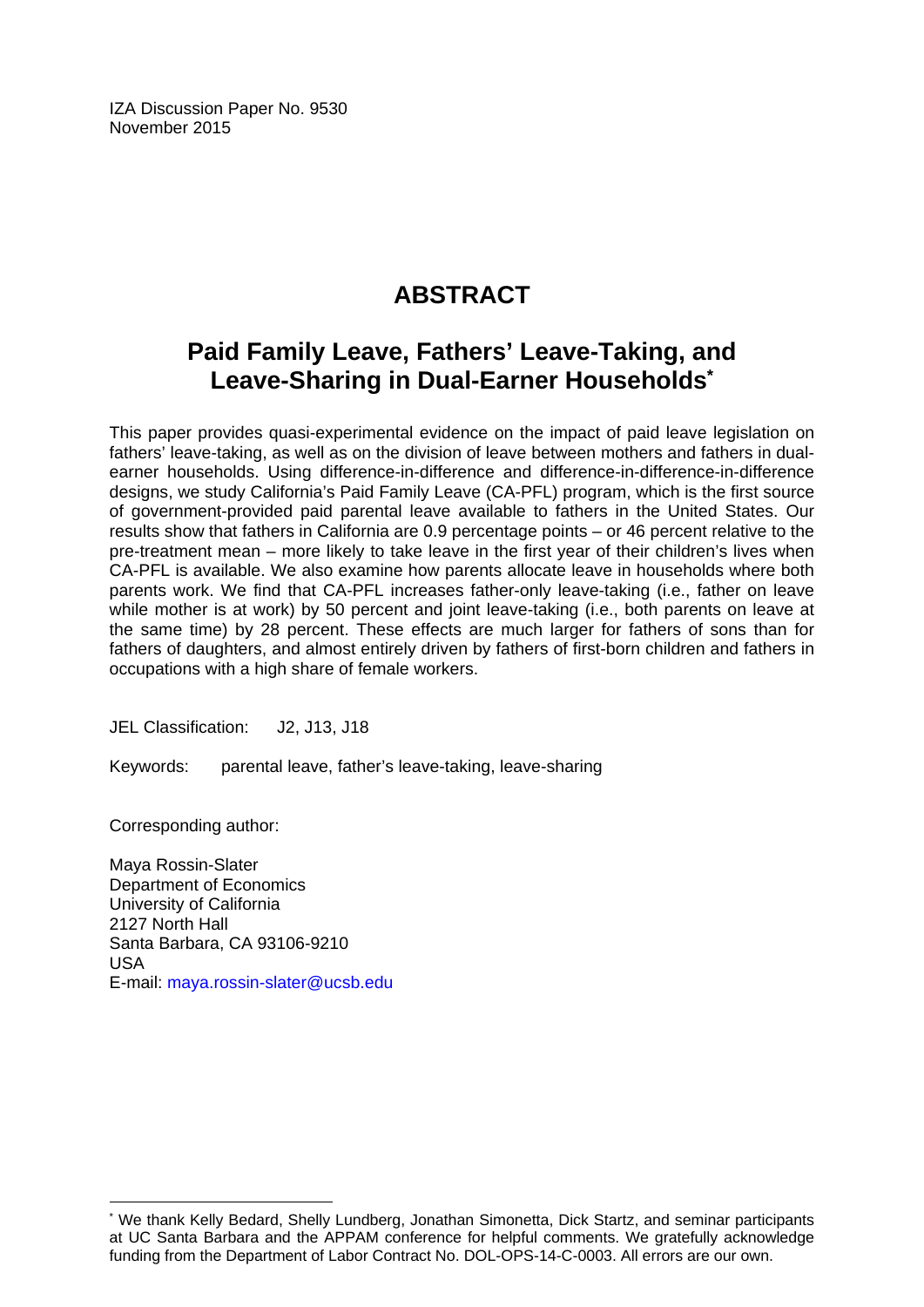IZA Discussion Paper No. 9530
November 2015

# ABSTRACT

## Paid Family Leave, Fathers' Leave-Taking, and Leave-Sharing in Dual-Earner Households[*]

This paper provides quasi-experimental evidence on the impact of paid leave legislation on fathers' leave-taking, as well as on the division of leave between mothers and fathers in dual-earner households. Using difference-in-difference and difference-in-difference-in-difference designs, we study California's Paid Family Leave (CA-PFL) program, which is the first source of government-provided paid parental leave available to fathers in the United States. Our results show that fathers in California are 0.9 percentage points – or 46 percent relative to the pre-treatment mean – more likely to take leave in the first year of their children's lives when CA-PFL is available. We also examine how parents allocate leave in households where both parents work. We find that CA-PFL increases father-only leave-taking (i.e., father on leave while mother is at work) by 50 percent and joint leave-taking (i.e., both parents on leave at the same time) by 28 percent. These effects are much larger for fathers of sons than for fathers of daughters, and almost entirely driven by fathers of first-born children and fathers in occupations with a high share of female workers.

JEL Classification: J2, J13, J18

Keywords: parental leave, father's leave-taking, leave-sharing

Corresponding author:

Maya Rossin-Slater
Department of Economics
University of California
2127 North Hall
Santa Barbara, CA 93106-9210
USA
E-mail: maya.rossin-slater@ucsb.edu

---

[*] We thank Kelly Bedard, Shelly Lundberg, Jonathan Simonetta, Dick Startz, and seminar participants at UC Santa Barbara and the APPAM conference for helpful comments. We gratefully acknowledge funding from the Department of Labor Contract No. DOL-OPS-14-C-0003. All errors are our own.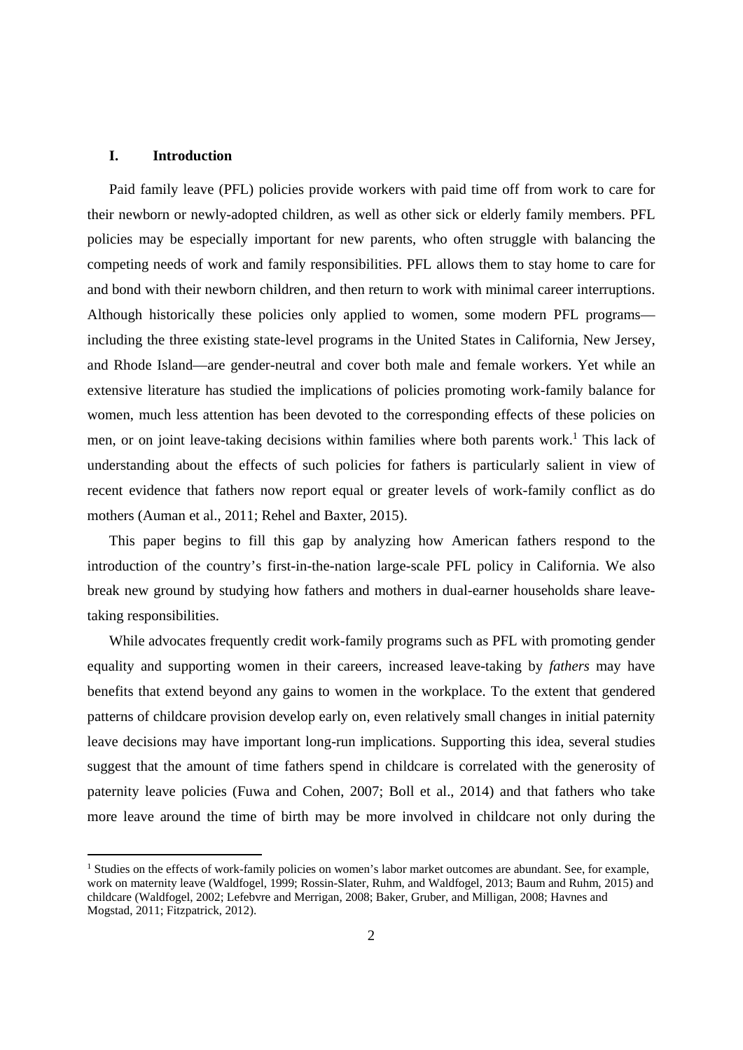## I. Introduction

Paid family leave (PFL) policies provide workers with paid time off from work to care for their newborn or newly-adopted children, as well as other sick or elderly family members. PFL policies may be especially important for new parents, who often struggle with balancing the competing needs of work and family responsibilities. PFL allows them to stay home to care for and bond with their newborn children, and then return to work with minimal career interruptions. Although historically these policies only applied to women, some modern PFL programs—including the three existing state-level programs in the United States in California, New Jersey, and Rhode Island—are gender-neutral and cover both male and female workers. Yet while an extensive literature has studied the implications of policies promoting work-family balance for women, much less attention has been devoted to the corresponding effects of these policies on men, or on joint leave-taking decisions within families where both parents work.[1] This lack of understanding about the effects of such policies for fathers is particularly salient in view of recent evidence that fathers now report equal or greater levels of work-family conflict as do mothers (Auman et al., 2011; Rehel and Baxter, 2015).

This paper begins to fill this gap by analyzing how American fathers respond to the introduction of the country's first-in-the-nation large-scale PFL policy in California. We also break new ground by studying how fathers and mothers in dual-earner households share leave-taking responsibilities.

While advocates frequently credit work-family programs such as PFL with promoting gender equality and supporting women in their careers, increased leave-taking by *fathers* may have benefits that extend beyond any gains to women in the workplace. To the extent that gendered patterns of childcare provision develop early on, even relatively small changes in initial paternity leave decisions may have important long-run implications. Supporting this idea, several studies suggest that the amount of time fathers spend in childcare is correlated with the generosity of paternity leave policies (Fuwa and Cohen, 2007; Boll et al., 2014) and that fathers who take more leave around the time of birth may be more involved in childcare not only during the

[1] Studies on the effects of work-family policies on women's labor market outcomes are abundant. See, for example, work on maternity leave (Waldfogel, 1999; Rossin-Slater, Ruhm, and Waldfogel, 2013; Baum and Ruhm, 2015) and childcare (Waldfogel, 2002; Lefebvre and Merrigan, 2008; Baker, Gruber, and Milligan, 2008; Havnes and Mogstad, 2011; Fitzpatrick, 2012).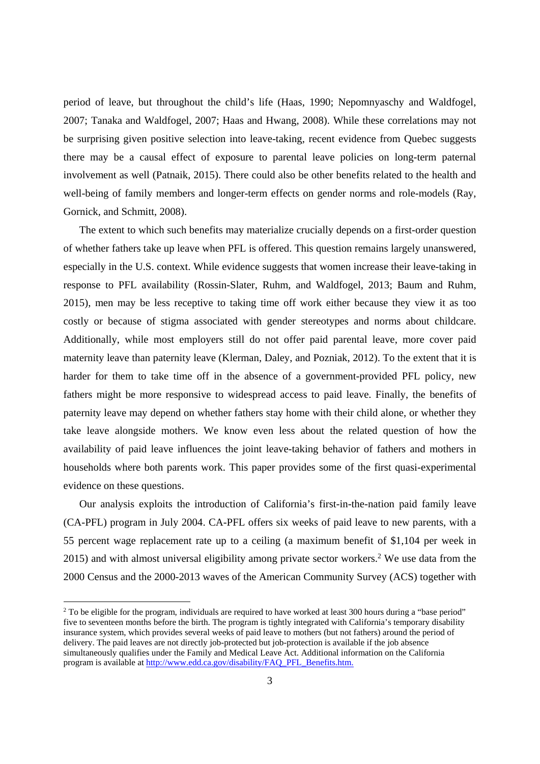period of leave, but throughout the child's life (Haas, 1990; Nepomnyaschy and Waldfogel, 2007; Tanaka and Waldfogel, 2007; Haas and Hwang, 2008). While these correlations may not be surprising given positive selection into leave-taking, recent evidence from Quebec suggests there may be a causal effect of exposure to parental leave policies on long-term paternal involvement as well (Patnaik, 2015). There could also be other benefits related to the health and well-being of family members and longer-term effects on gender norms and role-models (Ray, Gornick, and Schmitt, 2008).

The extent to which such benefits may materialize crucially depends on a first-order question of whether fathers take up leave when PFL is offered. This question remains largely unanswered, especially in the U.S. context. While evidence suggests that women increase their leave-taking in response to PFL availability (Rossin-Slater, Ruhm, and Waldfogel, 2013; Baum and Ruhm, 2015), men may be less receptive to taking time off work either because they view it as too costly or because of stigma associated with gender stereotypes and norms about childcare. Additionally, while most employers still do not offer paid parental leave, more cover paid maternity leave than paternity leave (Klerman, Daley, and Pozniak, 2012). To the extent that it is harder for them to take time off in the absence of a government-provided PFL policy, new fathers might be more responsive to widespread access to paid leave. Finally, the benefits of paternity leave may depend on whether fathers stay home with their child alone, or whether they take leave alongside mothers. We know even less about the related question of how the availability of paid leave influences the joint leave-taking behavior of fathers and mothers in households where both parents work. This paper provides some of the first quasi-experimental evidence on these questions.

Our analysis exploits the introduction of California's first-in-the-nation paid family leave (CA-PFL) program in July 2004. CA-PFL offers six weeks of paid leave to new parents, with a 55 percent wage replacement rate up to a ceiling (a maximum benefit of $1,104 per week in 2015) and with almost universal eligibility among private sector workers.[2] We use data from the 2000 Census and the 2000-2013 waves of the American Community Survey (ACS) together with

[2] To be eligible for the program, individuals are required to have worked at least 300 hours during a "base period" five to seventeen months before the birth. The program is tightly integrated with California's temporary disability insurance system, which provides several weeks of paid leave to mothers (but not fathers) around the period of delivery. The paid leaves are not directly job-protected but job-protection is available if the job absence simultaneously qualifies under the Family and Medical Leave Act. Additional information on the California program is available at http://www.edd.ca.gov/disability/FAQ_PFL_Benefits.htm.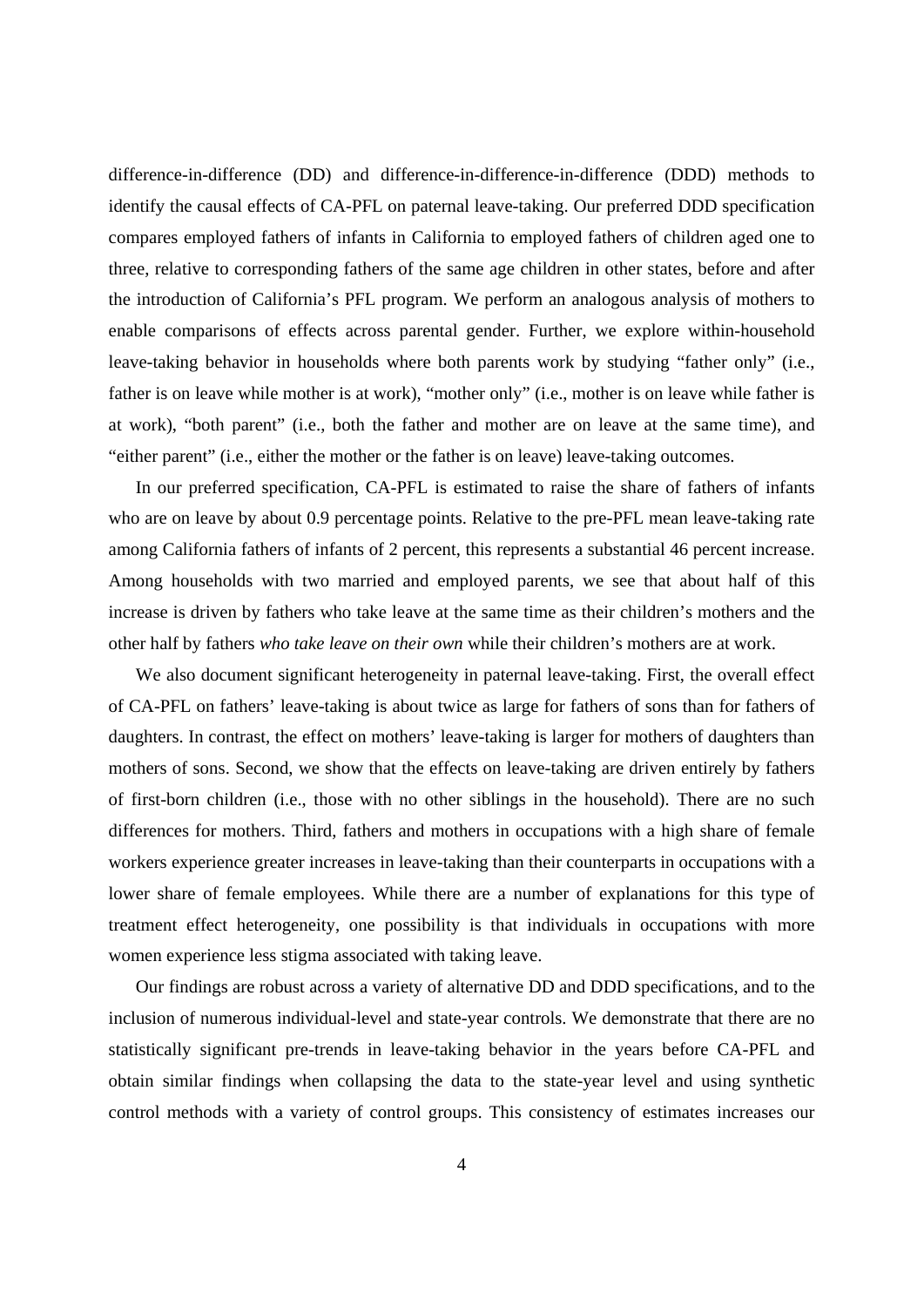difference-in-difference (DD) and difference-in-difference-in-difference (DDD) methods to identify the causal effects of CA-PFL on paternal leave-taking. Our preferred DDD specification compares employed fathers of infants in California to employed fathers of children aged one to three, relative to corresponding fathers of the same age children in other states, before and after the introduction of California's PFL program. We perform an analogous analysis of mothers to enable comparisons of effects across parental gender. Further, we explore within-household leave-taking behavior in households where both parents work by studying "father only" (i.e., father is on leave while mother is at work), "mother only" (i.e., mother is on leave while father is at work), "both parent" (i.e., both the father and mother are on leave at the same time), and "either parent" (i.e., either the mother or the father is on leave) leave-taking outcomes.

In our preferred specification, CA-PFL is estimated to raise the share of fathers of infants who are on leave by about 0.9 percentage points. Relative to the pre-PFL mean leave-taking rate among California fathers of infants of 2 percent, this represents a substantial 46 percent increase. Among households with two married and employed parents, we see that about half of this increase is driven by fathers who take leave at the same time as their children's mothers and the other half by fathers *who take leave on their own* while their children's mothers are at work.

We also document significant heterogeneity in paternal leave-taking. First, the overall effect of CA-PFL on fathers' leave-taking is about twice as large for fathers of sons than for fathers of daughters. In contrast, the effect on mothers' leave-taking is larger for mothers of daughters than mothers of sons. Second, we show that the effects on leave-taking are driven entirely by fathers of first-born children (i.e., those with no other siblings in the household). There are no such differences for mothers. Third, fathers and mothers in occupations with a high share of female workers experience greater increases in leave-taking than their counterparts in occupations with a lower share of female employees. While there are a number of explanations for this type of treatment effect heterogeneity, one possibility is that individuals in occupations with more women experience less stigma associated with taking leave.

Our findings are robust across a variety of alternative DD and DDD specifications, and to the inclusion of numerous individual-level and state-year controls. We demonstrate that there are no statistically significant pre-trends in leave-taking behavior in the years before CA-PFL and obtain similar findings when collapsing the data to the state-year level and using synthetic control methods with a variety of control groups. This consistency of estimates increases our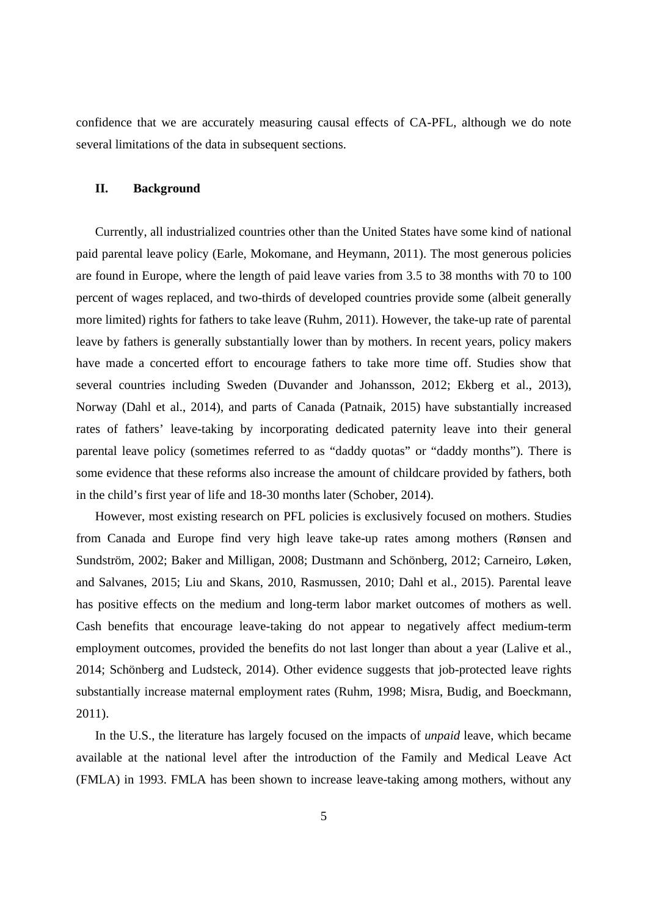confidence that we are accurately measuring causal effects of CA-PFL, although we do note several limitations of the data in subsequent sections.

## II. Background

Currently, all industrialized countries other than the United States have some kind of national paid parental leave policy (Earle, Mokomane, and Heymann, 2011). The most generous policies are found in Europe, where the length of paid leave varies from 3.5 to 38 months with 70 to 100 percent of wages replaced, and two-thirds of developed countries provide some (albeit generally more limited) rights for fathers to take leave (Ruhm, 2011). However, the take-up rate of parental leave by fathers is generally substantially lower than by mothers. In recent years, policy makers have made a concerted effort to encourage fathers to take more time off. Studies show that several countries including Sweden (Duvander and Johansson, 2012; Ekberg et al., 2013), Norway (Dahl et al., 2014), and parts of Canada (Patnaik, 2015) have substantially increased rates of fathers' leave-taking by incorporating dedicated paternity leave into their general parental leave policy (sometimes referred to as "daddy quotas" or "daddy months"). There is some evidence that these reforms also increase the amount of childcare provided by fathers, both in the child's first year of life and 18-30 months later (Schober, 2014).

However, most existing research on PFL policies is exclusively focused on mothers. Studies from Canada and Europe find very high leave take-up rates among mothers (Rønsen and Sundström, 2002; Baker and Milligan, 2008; Dustmann and Schönberg, 2012; Carneiro, Løken, and Salvanes, 2015; Liu and Skans, 2010, Rasmussen, 2010; Dahl et al., 2015). Parental leave has positive effects on the medium and long-term labor market outcomes of mothers as well. Cash benefits that encourage leave-taking do not appear to negatively affect medium-term employment outcomes, provided the benefits do not last longer than about a year (Lalive et al., 2014; Schönberg and Ludsteck, 2014). Other evidence suggests that job-protected leave rights substantially increase maternal employment rates (Ruhm, 1998; Misra, Budig, and Boeckmann, 2011).

In the U.S., the literature has largely focused on the impacts of *unpaid* leave, which became available at the national level after the introduction of the Family and Medical Leave Act (FMLA) in 1993. FMLA has been shown to increase leave-taking among mothers, without any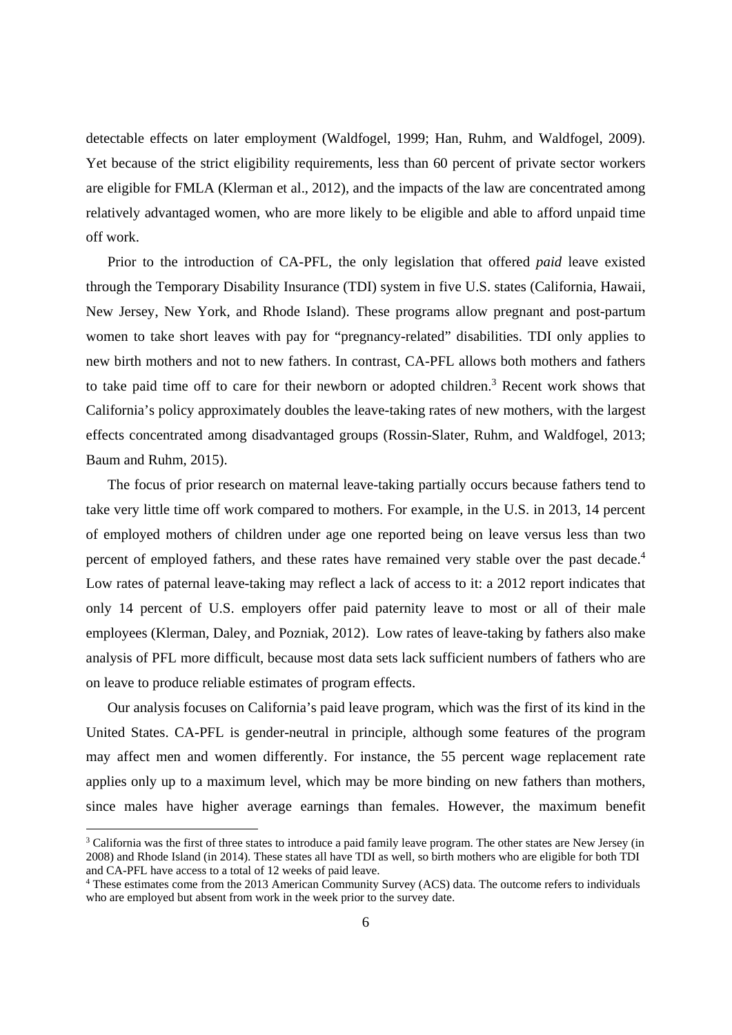detectable effects on later employment (Waldfogel, 1999; Han, Ruhm, and Waldfogel, 2009). Yet because of the strict eligibility requirements, less than 60 percent of private sector workers are eligible for FMLA (Klerman et al., 2012), and the impacts of the law are concentrated among relatively advantaged women, who are more likely to be eligible and able to afford unpaid time off work.

Prior to the introduction of CA-PFL, the only legislation that offered *paid* leave existed through the Temporary Disability Insurance (TDI) system in five U.S. states (California, Hawaii, New Jersey, New York, and Rhode Island). These programs allow pregnant and post-partum women to take short leaves with pay for "pregnancy-related" disabilities. TDI only applies to new birth mothers and not to new fathers. In contrast, CA-PFL allows both mothers and fathers to take paid time off to care for their newborn or adopted children.[3] Recent work shows that California's policy approximately doubles the leave-taking rates of new mothers, with the largest effects concentrated among disadvantaged groups (Rossin-Slater, Ruhm, and Waldfogel, 2013; Baum and Ruhm, 2015).

The focus of prior research on maternal leave-taking partially occurs because fathers tend to take very little time off work compared to mothers. For example, in the U.S. in 2013, 14 percent of employed mothers of children under age one reported being on leave versus less than two percent of employed fathers, and these rates have remained very stable over the past decade.[4] Low rates of paternal leave-taking may reflect a lack of access to it: a 2012 report indicates that only 14 percent of U.S. employers offer paid paternity leave to most or all of their male employees (Klerman, Daley, and Pozniak, 2012). Low rates of leave-taking by fathers also make analysis of PFL more difficult, because most data sets lack sufficient numbers of fathers who are on leave to produce reliable estimates of program effects.

Our analysis focuses on California's paid leave program, which was the first of its kind in the United States. CA-PFL is gender-neutral in principle, although some features of the program may affect men and women differently. For instance, the 55 percent wage replacement rate applies only up to a maximum level, which may be more binding on new fathers than mothers, since males have higher average earnings than females. However, the maximum benefit

[3] California was the first of three states to introduce a paid family leave program. The other states are New Jersey (in 2008) and Rhode Island (in 2014). These states all have TDI as well, so birth mothers who are eligible for both TDI and CA-PFL have access to a total of 12 weeks of paid leave.

[4] These estimates come from the 2013 American Community Survey (ACS) data. The outcome refers to individuals who are employed but absent from work in the week prior to the survey date.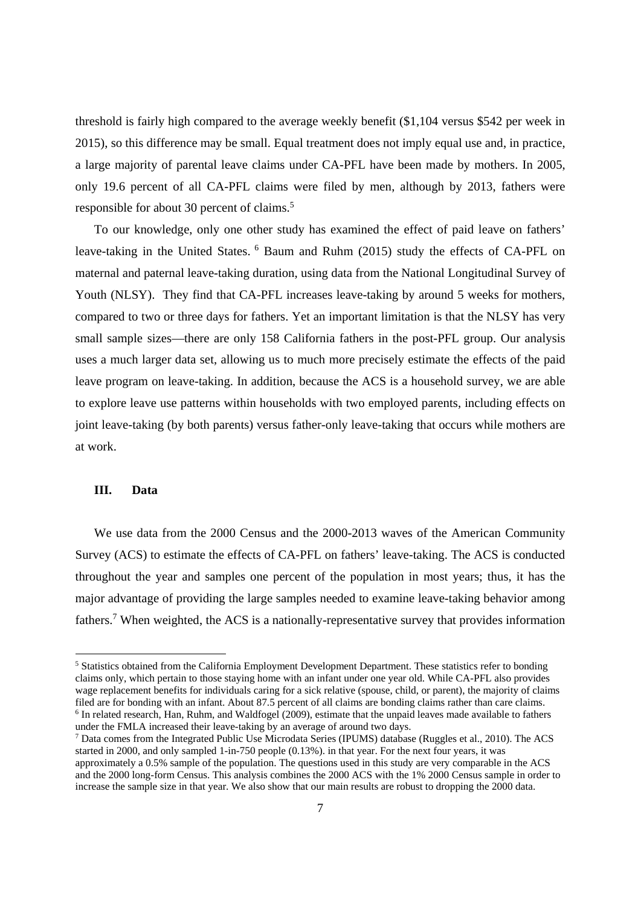threshold is fairly high compared to the average weekly benefit ($1,104 versus $542 per week in 2015), so this difference may be small. Equal treatment does not imply equal use and, in practice, a large majority of parental leave claims under CA-PFL have been made by mothers. In 2005, only 19.6 percent of all CA-PFL claims were filed by men, although by 2013, fathers were responsible for about 30 percent of claims.[5]

To our knowledge, only one other study has examined the effect of paid leave on fathers' leave-taking in the United States. [6] Baum and Ruhm (2015) study the effects of CA-PFL on maternal and paternal leave-taking duration, using data from the National Longitudinal Survey of Youth (NLSY). They find that CA-PFL increases leave-taking by around 5 weeks for mothers, compared to two or three days for fathers. Yet an important limitation is that the NLSY has very small sample sizes—there are only 158 California fathers in the post-PFL group. Our analysis uses a much larger data set, allowing us to much more precisely estimate the effects of the paid leave program on leave-taking. In addition, because the ACS is a household survey, we are able to explore leave use patterns within households with two employed parents, including effects on joint leave-taking (by both parents) versus father-only leave-taking that occurs while mothers are at work.

## III. Data

We use data from the 2000 Census and the 2000-2013 waves of the American Community Survey (ACS) to estimate the effects of CA-PFL on fathers' leave-taking. The ACS is conducted throughout the year and samples one percent of the population in most years; thus, it has the major advantage of providing the large samples needed to examine leave-taking behavior among fathers.[7] When weighted, the ACS is a nationally-representative survey that provides information

---

[5] Statistics obtained from the California Employment Development Department. These statistics refer to bonding claims only, which pertain to those staying home with an infant under one year old. While CA-PFL also provides wage replacement benefits for individuals caring for a sick relative (spouse, child, or parent), the majority of claims filed are for bonding with an infant. About 87.5 percent of all claims are bonding claims rather than care claims.

[6] In related research, Han, Ruhm, and Waldfogel (2009), estimate that the unpaid leaves made available to fathers under the FMLA increased their leave-taking by an average of around two days.

[7] Data comes from the Integrated Public Use Microdata Series (IPUMS) database (Ruggles et al., 2010). The ACS started in 2000, and only sampled 1-in-750 people (0.13%). in that year. For the next four years, it was approximately a 0.5% sample of the population. The questions used in this study are very comparable in the ACS and the 2000 long-form Census. This analysis combines the 2000 ACS with the 1% 2000 Census sample in order to increase the sample size in that year. We also show that our main results are robust to dropping the 2000 data.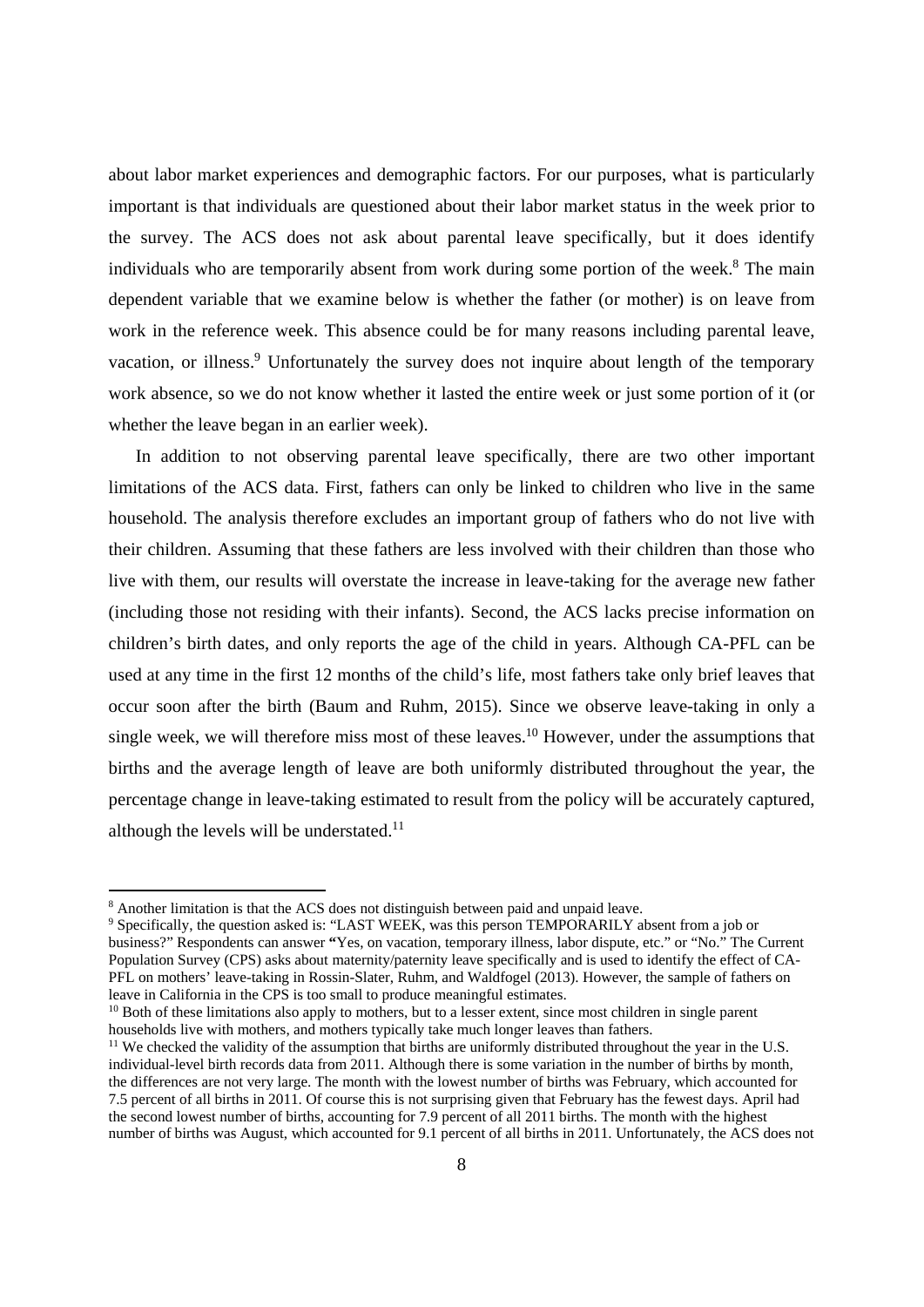about labor market experiences and demographic factors. For our purposes, what is particularly important is that individuals are questioned about their labor market status in the week prior to the survey. The ACS does not ask about parental leave specifically, but it does identify individuals who are temporarily absent from work during some portion of the week.[8] The main dependent variable that we examine below is whether the father (or mother) is on leave from work in the reference week. This absence could be for many reasons including parental leave, vacation, or illness.[9] Unfortunately the survey does not inquire about length of the temporary work absence, so we do not know whether it lasted the entire week or just some portion of it (or whether the leave began in an earlier week).

In addition to not observing parental leave specifically, there are two other important limitations of the ACS data. First, fathers can only be linked to children who live in the same household. The analysis therefore excludes an important group of fathers who do not live with their children. Assuming that these fathers are less involved with their children than those who live with them, our results will overstate the increase in leave-taking for the average new father (including those not residing with their infants). Second, the ACS lacks precise information on children's birth dates, and only reports the age of the child in years. Although CA-PFL can be used at any time in the first 12 months of the child's life, most fathers take only brief leaves that occur soon after the birth (Baum and Ruhm, 2015). Since we observe leave-taking in only a single week, we will therefore miss most of these leaves.[10] However, under the assumptions that births and the average length of leave are both uniformly distributed throughout the year, the percentage change in leave-taking estimated to result from the policy will be accurately captured, although the levels will be understated.[11]

---

[8] Another limitation is that the ACS does not distinguish between paid and unpaid leave.

[9] Specifically, the question asked is: "LAST WEEK, was this person TEMPORARILY absent from a job or business?" Respondents can answer "Yes, on vacation, temporary illness, labor dispute, etc." or "No." The Current Population Survey (CPS) asks about maternity/paternity leave specifically and is used to identify the effect of CA-PFL on mothers' leave-taking in Rossin-Slater, Ruhm, and Waldfogel (2013). However, the sample of fathers on leave in California in the CPS is too small to produce meaningful estimates.

[10] Both of these limitations also apply to mothers, but to a lesser extent, since most children in single parent households live with mothers, and mothers typically take much longer leaves than fathers.

[11] We checked the validity of the assumption that births are uniformly distributed throughout the year in the U.S. individual-level birth records data from 2011. Although there is some variation in the number of births by month, the differences are not very large. The month with the lowest number of births was February, which accounted for 7.5 percent of all births in 2011. Of course this is not surprising given that February has the fewest days. April had the second lowest number of births, accounting for 7.9 percent of all 2011 births. The month with the highest number of births was August, which accounted for 9.1 percent of all births in 2011. Unfortunately, the ACS does not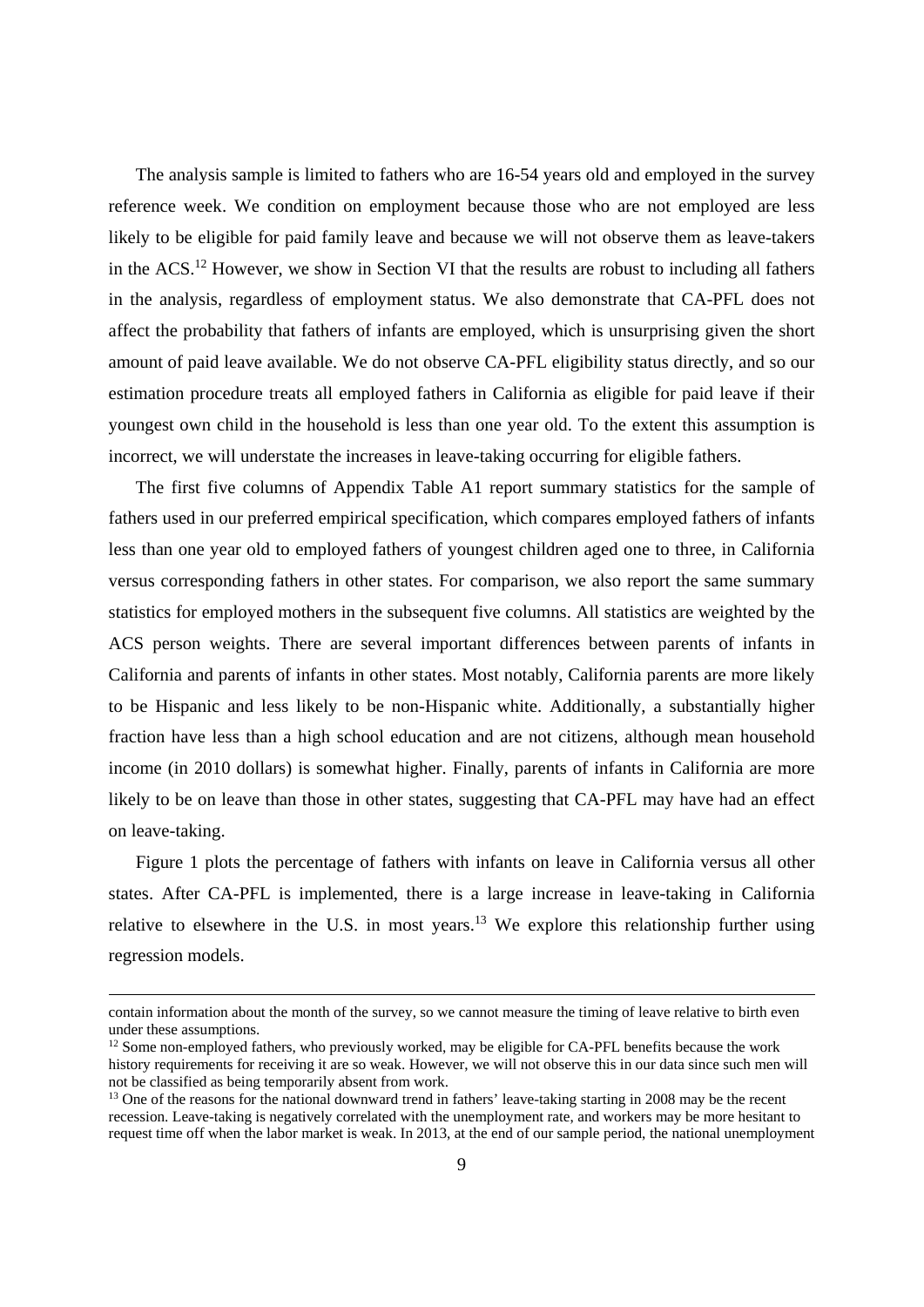The analysis sample is limited to fathers who are 16-54 years old and employed in the survey reference week. We condition on employment because those who are not employed are less likely to be eligible for paid family leave and because we will not observe them as leave-takers in the ACS.[12] However, we show in Section VI that the results are robust to including all fathers in the analysis, regardless of employment status. We also demonstrate that CA-PFL does not affect the probability that fathers of infants are employed, which is unsurprising given the short amount of paid leave available. We do not observe CA-PFL eligibility status directly, and so our estimation procedure treats all employed fathers in California as eligible for paid leave if their youngest own child in the household is less than one year old. To the extent this assumption is incorrect, we will understate the increases in leave-taking occurring for eligible fathers.

The first five columns of Appendix Table A1 report summary statistics for the sample of fathers used in our preferred empirical specification, which compares employed fathers of infants less than one year old to employed fathers of youngest children aged one to three, in California versus corresponding fathers in other states. For comparison, we also report the same summary statistics for employed mothers in the subsequent five columns. All statistics are weighted by the ACS person weights. There are several important differences between parents of infants in California and parents of infants in other states. Most notably, California parents are more likely to be Hispanic and less likely to be non-Hispanic white. Additionally, a substantially higher fraction have less than a high school education and are not citizens, although mean household income (in 2010 dollars) is somewhat higher. Finally, parents of infants in California are more likely to be on leave than those in other states, suggesting that CA-PFL may have had an effect on leave-taking.

Figure 1 plots the percentage of fathers with infants on leave in California versus all other states. After CA-PFL is implemented, there is a large increase in leave-taking in California relative to elsewhere in the U.S. in most years.[13] We explore this relationship further using regression models.

---

contain information about the month of the survey, so we cannot measure the timing of leave relative to birth even under these assumptions.

[12] Some non-employed fathers, who previously worked, may be eligible for CA-PFL benefits because the work history requirements for receiving it are so weak. However, we will not observe this in our data since such men will not be classified as being temporarily absent from work.

[13] One of the reasons for the national downward trend in fathers' leave-taking starting in 2008 may be the recent recession. Leave-taking is negatively correlated with the unemployment rate, and workers may be more hesitant to request time off when the labor market is weak. In 2013, at the end of our sample period, the national unemployment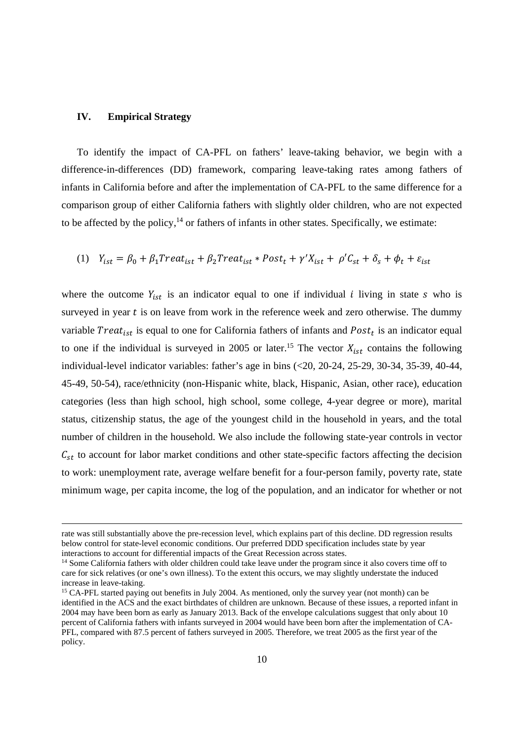## IV. Empirical Strategy

To identify the impact of CA-PFL on fathers' leave-taking behavior, we begin with a difference-in-differences (DD) framework, comparing leave-taking rates among fathers of infants in California before and after the implementation of CA-PFL to the same difference for a comparison group of either California fathers with slightly older children, who are not expected to be affected by the policy,[14] or fathers of infants in other states. Specifically, we estimate:

$$(1) \quad Y_{ist} = \beta_0 + \beta_1 Treat_{ist} + \beta_2 Treat_{ist} * Post_t + \gamma' X_{ist} + \rho' C_{st} + \delta_s + \phi_t + \varepsilon_{ist}$$

where the outcome $Y_{ist}$ is an indicator equal to one if individual $i$ living in state $s$ who is surveyed in year $t$ is on leave from work in the reference week and zero otherwise. The dummy variable $Treat_{ist}$ is equal to one for California fathers of infants and $Post_t$ is an indicator equal to one if the individual is surveyed in 2005 or later.[15] The vector $X_{ist}$ contains the following individual-level indicator variables: father's age in bins (<20, 20-24, 25-29, 30-34, 35-39, 40-44, 45-49, 50-54), race/ethnicity (non-Hispanic white, black, Hispanic, Asian, other race), education categories (less than high school, high school, some college, 4-year degree or more), marital status, citizenship status, the age of the youngest child in the household in years, and the total number of children in the household. We also include the following state-year controls in vector $C_{st}$ to account for labor market conditions and other state-specific factors affecting the decision to work: unemployment rate, average welfare benefit for a four-person family, poverty rate, state minimum wage, per capita income, the log of the population, and an indicator for whether or not

---

rate was still substantially above the pre-recession level, which explains part of this decline. DD regression results below control for state-level economic conditions. Our preferred DDD specification includes state by year interactions to account for differential impacts of the Great Recession across states.

[14] Some California fathers with older children could take leave under the program since it also covers time off to care for sick relatives (or one's own illness). To the extent this occurs, we may slightly understate the induced increase in leave-taking.

[15] CA-PFL started paying out benefits in July 2004. As mentioned, only the survey year (not month) can be identified in the ACS and the exact birthdates of children are unknown. Because of these issues, a reported infant in 2004 may have been born as early as January 2013. Back of the envelope calculations suggest that only about 10 percent of California fathers with infants surveyed in 2004 would have been born after the implementation of CA-PFL, compared with 87.5 percent of fathers surveyed in 2005. Therefore, we treat 2005 as the first year of the policy.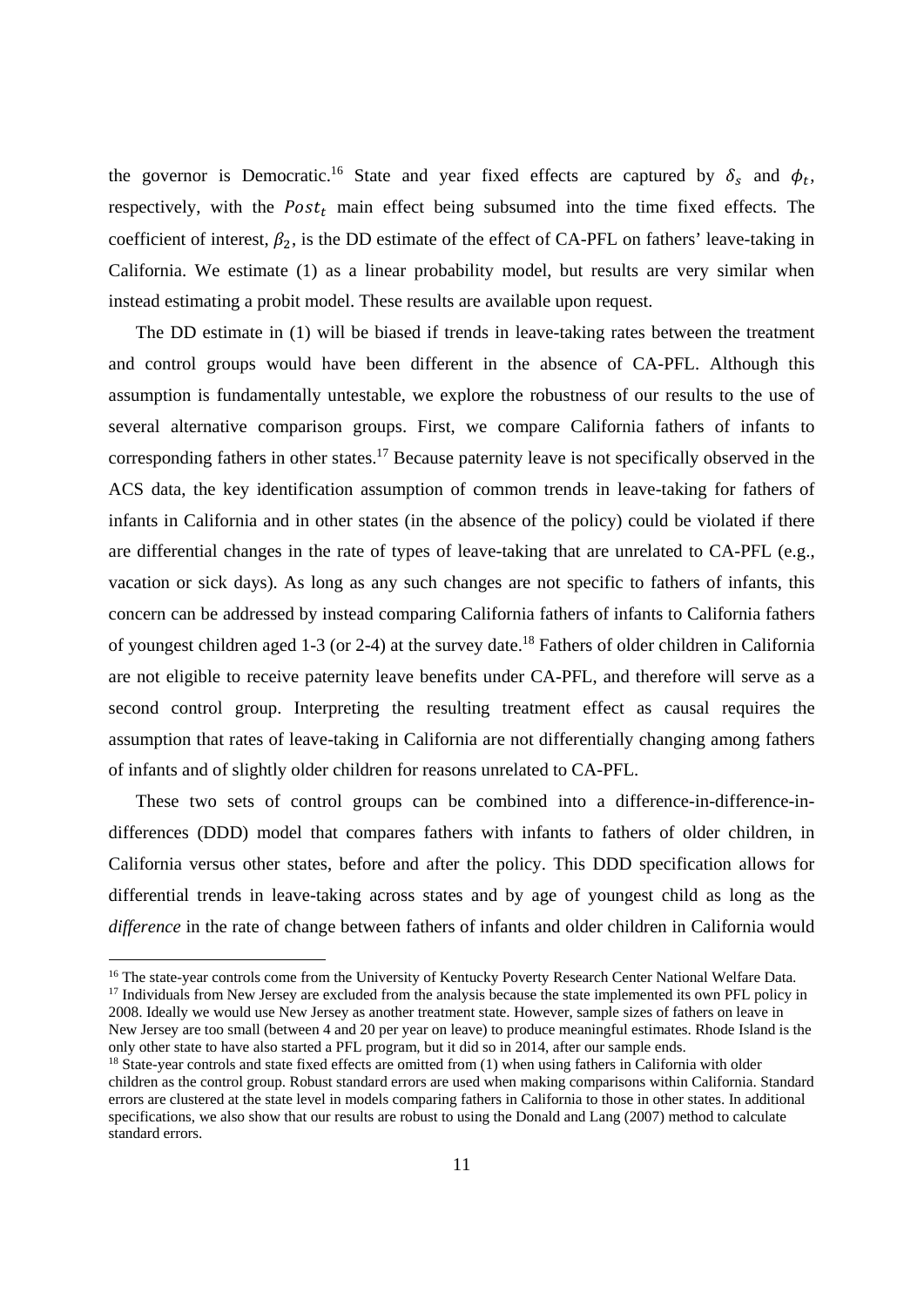the governor is Democratic.[16] State and year fixed effects are captured by $\delta_s$ and $\phi_t$, respectively, with the $Post_t$ main effect being subsumed into the time fixed effects. The coefficient of interest, $\beta_2$, is the DD estimate of the effect of CA-PFL on fathers' leave-taking in California. We estimate (1) as a linear probability model, but results are very similar when instead estimating a probit model. These results are available upon request.

The DD estimate in (1) will be biased if trends in leave-taking rates between the treatment and control groups would have been different in the absence of CA-PFL. Although this assumption is fundamentally untestable, we explore the robustness of our results to the use of several alternative comparison groups. First, we compare California fathers of infants to corresponding fathers in other states.[17] Because paternity leave is not specifically observed in the ACS data, the key identification assumption of common trends in leave-taking for fathers of infants in California and in other states (in the absence of the policy) could be violated if there are differential changes in the rate of types of leave-taking that are unrelated to CA-PFL (e.g., vacation or sick days). As long as any such changes are not specific to fathers of infants, this concern can be addressed by instead comparing California fathers of infants to California fathers of youngest children aged 1-3 (or 2-4) at the survey date.[18] Fathers of older children in California are not eligible to receive paternity leave benefits under CA-PFL, and therefore will serve as a second control group. Interpreting the resulting treatment effect as causal requires the assumption that rates of leave-taking in California are not differentially changing among fathers of infants and of slightly older children for reasons unrelated to CA-PFL.

These two sets of control groups can be combined into a difference-in-difference-in-differences (DDD) model that compares fathers with infants to fathers of older children, in California versus other states, before and after the policy. This DDD specification allows for differential trends in leave-taking across states and by age of youngest child as long as the *difference* in the rate of change between fathers of infants and older children in California would

---

[16] The state-year controls come from the University of Kentucky Poverty Research Center National Welfare Data.

[17] Individuals from New Jersey are excluded from the analysis because the state implemented its own PFL policy in 2008. Ideally we would use New Jersey as another treatment state. However, sample sizes of fathers on leave in New Jersey are too small (between 4 and 20 per year on leave) to produce meaningful estimates. Rhode Island is the only other state to have also started a PFL program, but it did so in 2014, after our sample ends.

[18] State-year controls and state fixed effects are omitted from (1) when using fathers in California with older children as the control group. Robust standard errors are used when making comparisons within California. Standard errors are clustered at the state level in models comparing fathers in California to those in other states. In additional specifications, we also show that our results are robust to using the Donald and Lang (2007) method to calculate standard errors.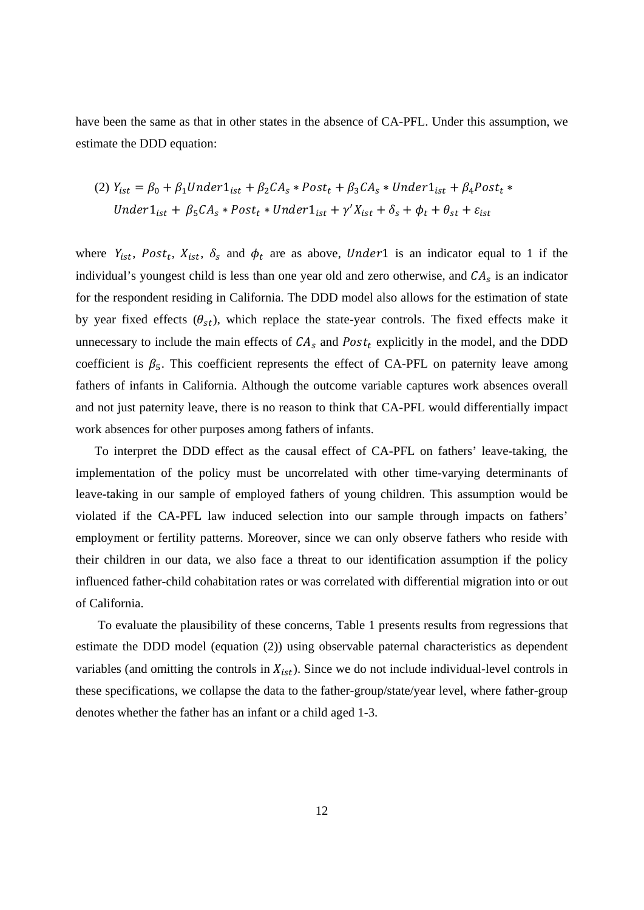have been the same as that in other states in the absence of CA-PFL. Under this assumption, we estimate the DDD equation:

$$(2)\ Y_{ist} = \beta_0 + \beta_1 Under1_{ist} + \beta_2 CA_s * Post_t + \beta_3 CA_s * Under1_{ist} + \beta_4 Post_t * Under1_{ist} + \beta_5 CA_s * Post_t * Under1_{ist} + \gamma' X_{ist} + \delta_s + \phi_t + \theta_{st} + \varepsilon_{ist}$$

where $Y_{ist}$, $Post_t$, $X_{ist}$, $\delta_s$ and $\phi_t$ are as above, $Under1$ is an indicator equal to 1 if the individual's youngest child is less than one year old and zero otherwise, and $CA_s$ is an indicator for the respondent residing in California. The DDD model also allows for the estimation of state by year fixed effects ($\theta_{st}$), which replace the state-year controls. The fixed effects make it unnecessary to include the main effects of $CA_s$ and $Post_t$ explicitly in the model, and the DDD coefficient is $\beta_5$. This coefficient represents the effect of CA-PFL on paternity leave among fathers of infants in California. Although the outcome variable captures work absences overall and not just paternity leave, there is no reason to think that CA-PFL would differentially impact work absences for other purposes among fathers of infants.

To interpret the DDD effect as the causal effect of CA-PFL on fathers' leave-taking, the implementation of the policy must be uncorrelated with other time-varying determinants of leave-taking in our sample of employed fathers of young children. This assumption would be violated if the CA-PFL law induced selection into our sample through impacts on fathers' employment or fertility patterns. Moreover, since we can only observe fathers who reside with their children in our data, we also face a threat to our identification assumption if the policy influenced father-child cohabitation rates or was correlated with differential migration into or out of California.

To evaluate the plausibility of these concerns, Table 1 presents results from regressions that estimate the DDD model (equation (2)) using observable paternal characteristics as dependent variables (and omitting the controls in $X_{ist}$). Since we do not include individual-level controls in these specifications, we collapse the data to the father-group/state/year level, where father-group denotes whether the father has an infant or a child aged 1-3.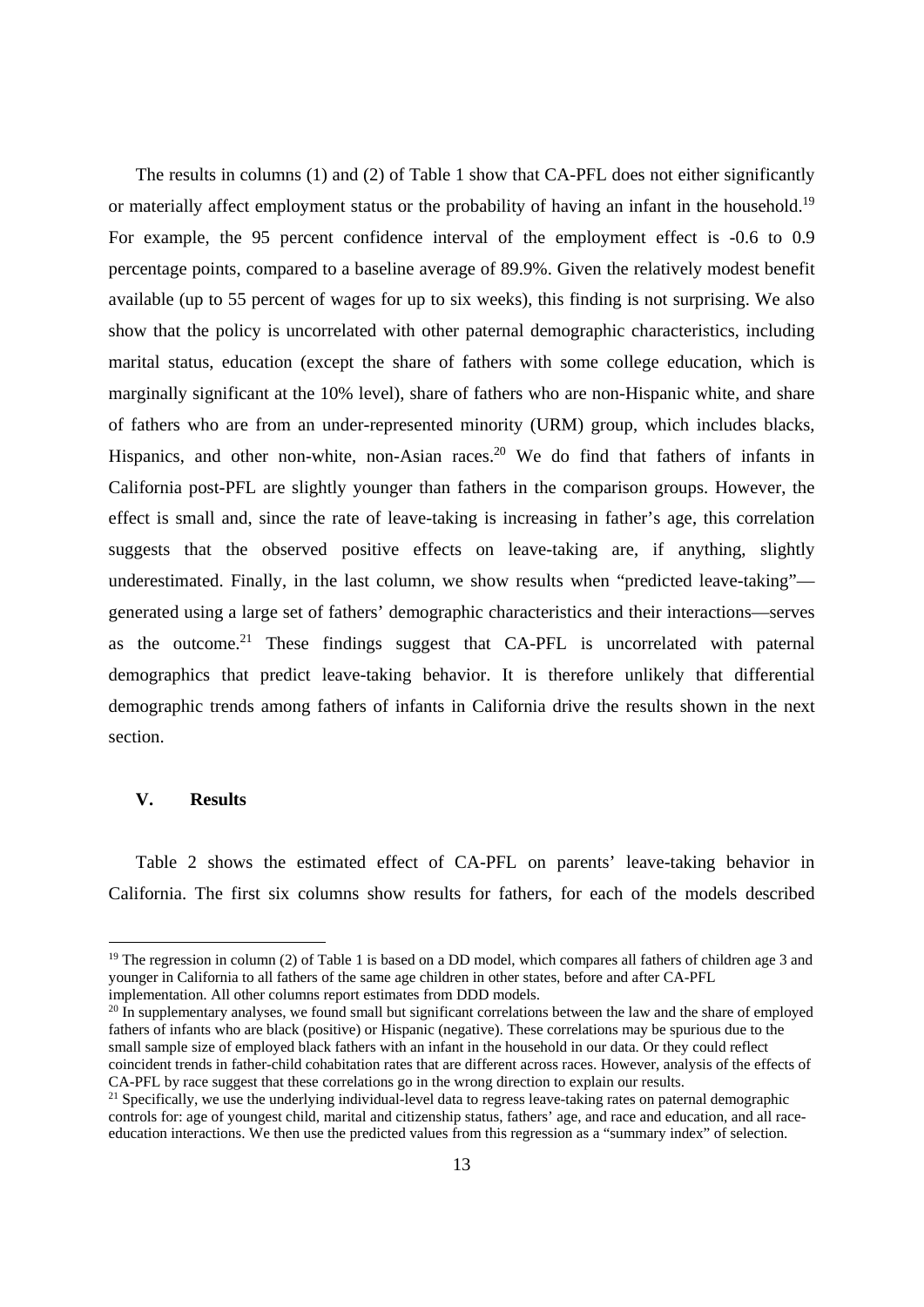The results in columns (1) and (2) of Table 1 show that CA-PFL does not either significantly or materially affect employment status or the probability of having an infant in the household.[19] For example, the 95 percent confidence interval of the employment effect is -0.6 to 0.9 percentage points, compared to a baseline average of 89.9%. Given the relatively modest benefit available (up to 55 percent of wages for up to six weeks), this finding is not surprising. We also show that the policy is uncorrelated with other paternal demographic characteristics, including marital status, education (except the share of fathers with some college education, which is marginally significant at the 10% level), share of fathers who are non-Hispanic white, and share of fathers who are from an under-represented minority (URM) group, which includes blacks, Hispanics, and other non-white, non-Asian races.[20] We do find that fathers of infants in California post-PFL are slightly younger than fathers in the comparison groups. However, the effect is small and, since the rate of leave-taking is increasing in father's age, this correlation suggests that the observed positive effects on leave-taking are, if anything, slightly underestimated. Finally, in the last column, we show results when "predicted leave-taking"—generated using a large set of fathers' demographic characteristics and their interactions—serves as the outcome.[21] These findings suggest that CA-PFL is uncorrelated with paternal demographics that predict leave-taking behavior. It is therefore unlikely that differential demographic trends among fathers of infants in California drive the results shown in the next section.

## V. Results

Table 2 shows the estimated effect of CA-PFL on parents' leave-taking behavior in California. The first six columns show results for fathers, for each of the models described

---

[19] The regression in column (2) of Table 1 is based on a DD model, which compares all fathers of children age 3 and younger in California to all fathers of the same age children in other states, before and after CA-PFL implementation. All other columns report estimates from DDD models.

[20] In supplementary analyses, we found small but significant correlations between the law and the share of employed fathers of infants who are black (positive) or Hispanic (negative). These correlations may be spurious due to the small sample size of employed black fathers with an infant in the household in our data. Or they could reflect coincident trends in father-child cohabitation rates that are different across races. However, analysis of the effects of CA-PFL by race suggest that these correlations go in the wrong direction to explain our results.

[21] Specifically, we use the underlying individual-level data to regress leave-taking rates on paternal demographic controls for: age of youngest child, marital and citizenship status, fathers' age, and race and education, and all race-education interactions. We then use the predicted values from this regression as a "summary index" of selection.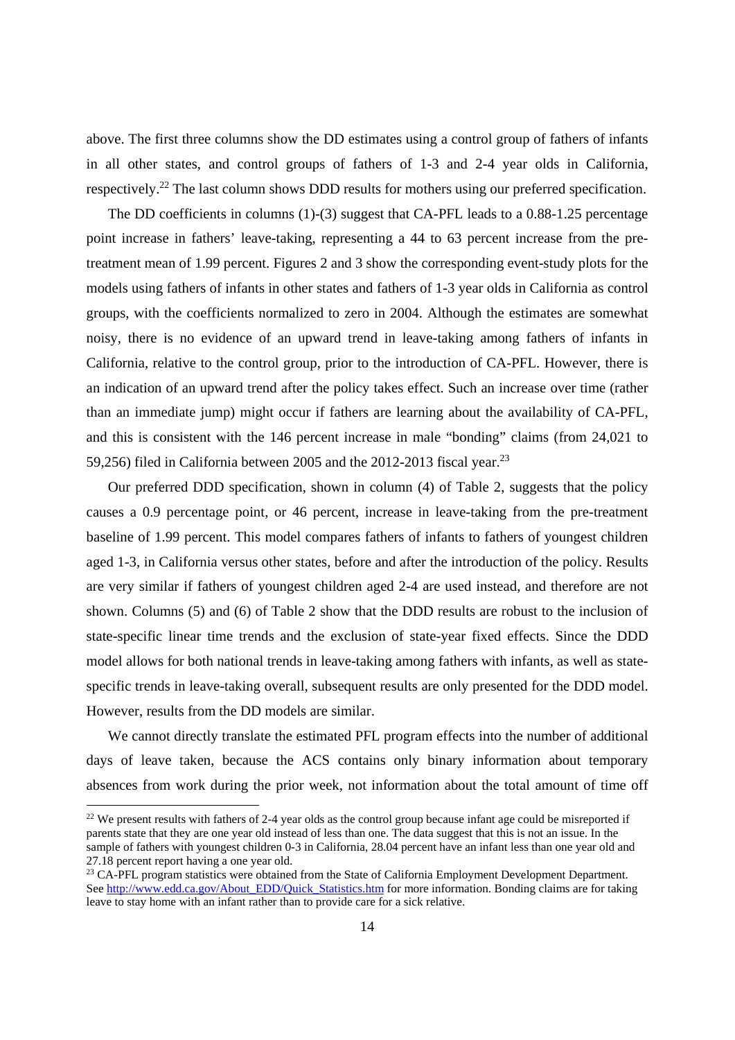above. The first three columns show the DD estimates using a control group of fathers of infants in all other states, and control groups of fathers of 1-3 and 2-4 year olds in California, respectively.[22] The last column shows DDD results for mothers using our preferred specification.

The DD coefficients in columns (1)-(3) suggest that CA-PFL leads to a 0.88-1.25 percentage point increase in fathers' leave-taking, representing a 44 to 63 percent increase from the pre-treatment mean of 1.99 percent. Figures 2 and 3 show the corresponding event-study plots for the models using fathers of infants in other states and fathers of 1-3 year olds in California as control groups, with the coefficients normalized to zero in 2004. Although the estimates are somewhat noisy, there is no evidence of an upward trend in leave-taking among fathers of infants in California, relative to the control group, prior to the introduction of CA-PFL. However, there is an indication of an upward trend after the policy takes effect. Such an increase over time (rather than an immediate jump) might occur if fathers are learning about the availability of CA-PFL, and this is consistent with the 146 percent increase in male "bonding" claims (from 24,021 to 59,256) filed in California between 2005 and the 2012-2013 fiscal year.[23]

Our preferred DDD specification, shown in column (4) of Table 2, suggests that the policy causes a 0.9 percentage point, or 46 percent, increase in leave-taking from the pre-treatment baseline of 1.99 percent. This model compares fathers of infants to fathers of youngest children aged 1-3, in California versus other states, before and after the introduction of the policy. Results are very similar if fathers of youngest children aged 2-4 are used instead, and therefore are not shown. Columns (5) and (6) of Table 2 show that the DDD results are robust to the inclusion of state-specific linear time trends and the exclusion of state-year fixed effects. Since the DDD model allows for both national trends in leave-taking among fathers with infants, as well as state-specific trends in leave-taking overall, subsequent results are only presented for the DDD model. However, results from the DD models are similar.

We cannot directly translate the estimated PFL program effects into the number of additional days of leave taken, because the ACS contains only binary information about temporary absences from work during the prior week, not information about the total amount of time off

[22] We present results with fathers of 2-4 year olds as the control group because infant age could be misreported if parents state that they are one year old instead of less than one. The data suggest that this is not an issue. In the sample of fathers with youngest children 0-3 in California, 28.04 percent have an infant less than one year old and 27.18 percent report having a one year old.

[23] CA-PFL program statistics were obtained from the State of California Employment Development Department. See http://www.edd.ca.gov/About_EDD/Quick_Statistics.htm for more information. Bonding claims are for taking leave to stay home with an infant rather than to provide care for a sick relative.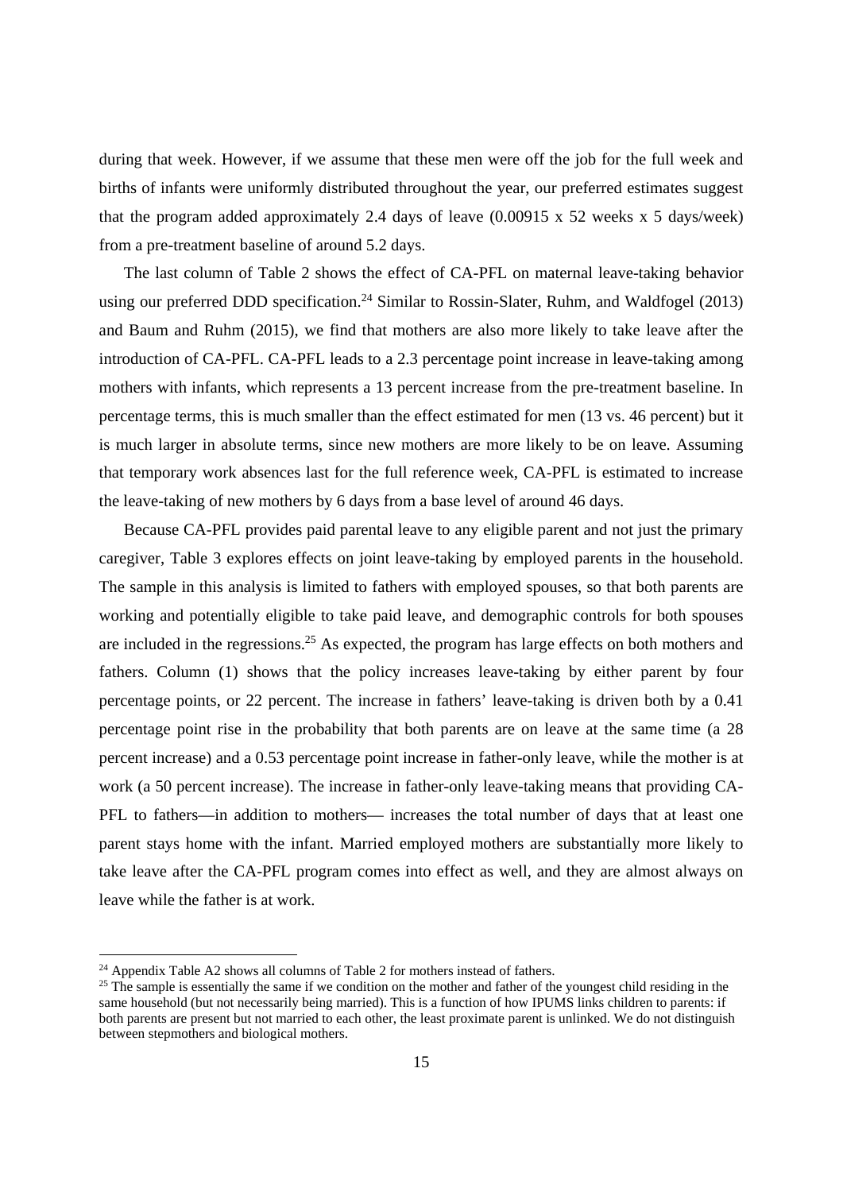during that week. However, if we assume that these men were off the job for the full week and births of infants were uniformly distributed throughout the year, our preferred estimates suggest that the program added approximately 2.4 days of leave (0.00915 x 52 weeks x 5 days/week) from a pre-treatment baseline of around 5.2 days.

The last column of Table 2 shows the effect of CA-PFL on maternal leave-taking behavior using our preferred DDD specification.[24] Similar to Rossin-Slater, Ruhm, and Waldfogel (2013) and Baum and Ruhm (2015), we find that mothers are also more likely to take leave after the introduction of CA-PFL. CA-PFL leads to a 2.3 percentage point increase in leave-taking among mothers with infants, which represents a 13 percent increase from the pre-treatment baseline. In percentage terms, this is much smaller than the effect estimated for men (13 vs. 46 percent) but it is much larger in absolute terms, since new mothers are more likely to be on leave. Assuming that temporary work absences last for the full reference week, CA-PFL is estimated to increase the leave-taking of new mothers by 6 days from a base level of around 46 days.

Because CA-PFL provides paid parental leave to any eligible parent and not just the primary caregiver, Table 3 explores effects on joint leave-taking by employed parents in the household. The sample in this analysis is limited to fathers with employed spouses, so that both parents are working and potentially eligible to take paid leave, and demographic controls for both spouses are included in the regressions.[25] As expected, the program has large effects on both mothers and fathers. Column (1) shows that the policy increases leave-taking by either parent by four percentage points, or 22 percent. The increase in fathers' leave-taking is driven both by a 0.41 percentage point rise in the probability that both parents are on leave at the same time (a 28 percent increase) and a 0.53 percentage point increase in father-only leave, while the mother is at work (a 50 percent increase). The increase in father-only leave-taking means that providing CA-PFL to fathers—in addition to mothers— increases the total number of days that at least one parent stays home with the infant. Married employed mothers are substantially more likely to take leave after the CA-PFL program comes into effect as well, and they are almost always on leave while the father is at work.

[24] Appendix Table A2 shows all columns of Table 2 for mothers instead of fathers.

[25] The sample is essentially the same if we condition on the mother and father of the youngest child residing in the same household (but not necessarily being married). This is a function of how IPUMS links children to parents: if both parents are present but not married to each other, the least proximate parent is unlinked. We do not distinguish between stepmothers and biological mothers.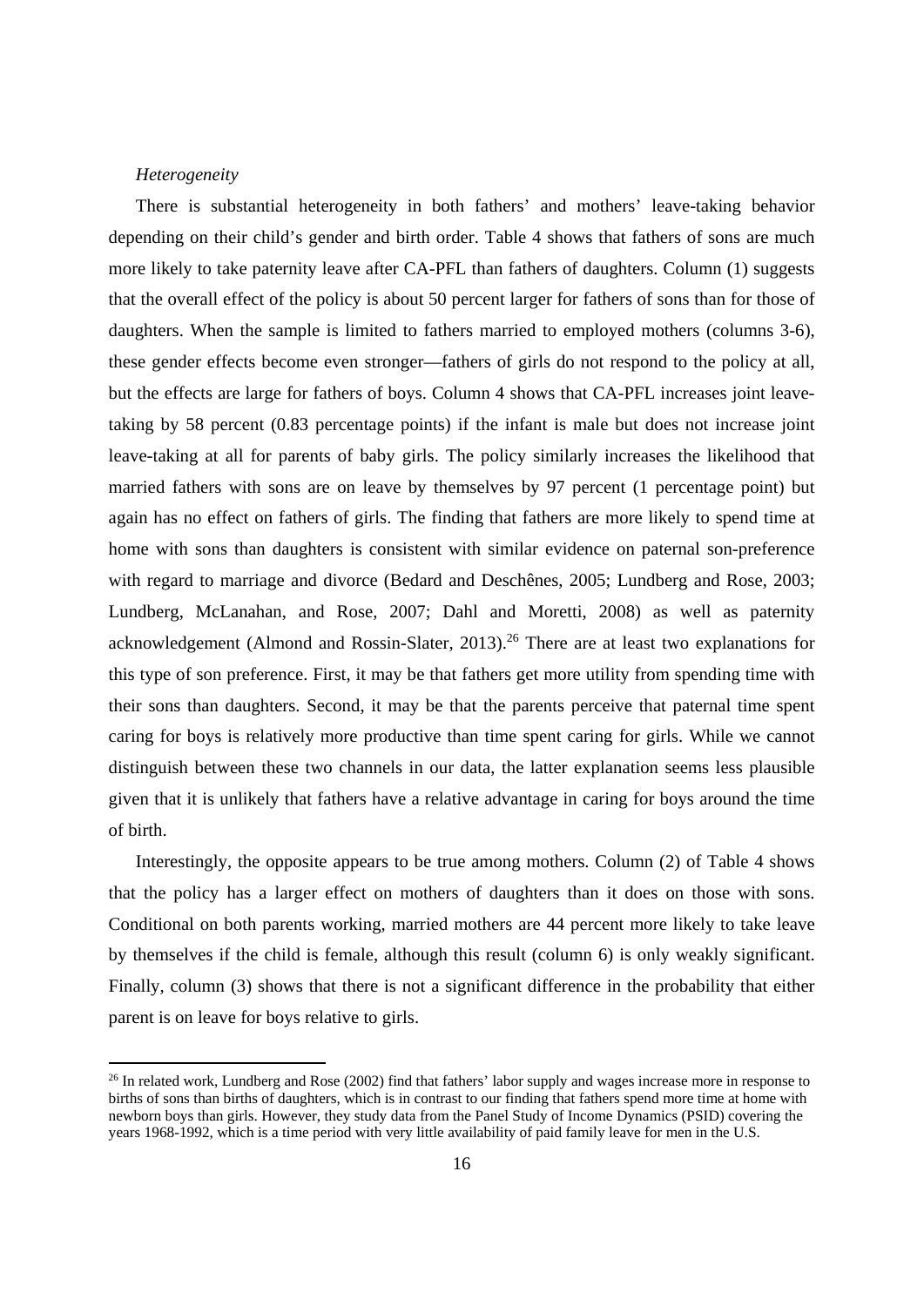*Heterogeneity*

There is substantial heterogeneity in both fathers' and mothers' leave-taking behavior depending on their child's gender and birth order. Table 4 shows that fathers of sons are much more likely to take paternity leave after CA-PFL than fathers of daughters. Column (1) suggests that the overall effect of the policy is about 50 percent larger for fathers of sons than for those of daughters. When the sample is limited to fathers married to employed mothers (columns 3-6), these gender effects become even stronger—fathers of girls do not respond to the policy at all, but the effects are large for fathers of boys. Column 4 shows that CA-PFL increases joint leave-taking by 58 percent (0.83 percentage points) if the infant is male but does not increase joint leave-taking at all for parents of baby girls. The policy similarly increases the likelihood that married fathers with sons are on leave by themselves by 97 percent (1 percentage point) but again has no effect on fathers of girls. The finding that fathers are more likely to spend time at home with sons than daughters is consistent with similar evidence on paternal son-preference with regard to marriage and divorce (Bedard and Deschênes, 2005; Lundberg and Rose, 2003; Lundberg, McLanahan, and Rose, 2007; Dahl and Moretti, 2008) as well as paternity acknowledgement (Almond and Rossin-Slater, 2013).[26] There are at least two explanations for this type of son preference. First, it may be that fathers get more utility from spending time with their sons than daughters. Second, it may be that the parents perceive that paternal time spent caring for boys is relatively more productive than time spent caring for girls. While we cannot distinguish between these two channels in our data, the latter explanation seems less plausible given that it is unlikely that fathers have a relative advantage in caring for boys around the time of birth.

Interestingly, the opposite appears to be true among mothers. Column (2) of Table 4 shows that the policy has a larger effect on mothers of daughters than it does on those with sons. Conditional on both parents working, married mothers are 44 percent more likely to take leave by themselves if the child is female, although this result (column 6) is only weakly significant. Finally, column (3) shows that there is not a significant difference in the probability that either parent is on leave for boys relative to girls.

[26] In related work, Lundberg and Rose (2002) find that fathers' labor supply and wages increase more in response to births of sons than births of daughters, which is in contrast to our finding that fathers spend more time at home with newborn boys than girls. However, they study data from the Panel Study of Income Dynamics (PSID) covering the years 1968-1992, which is a time period with very little availability of paid family leave for men in the U.S.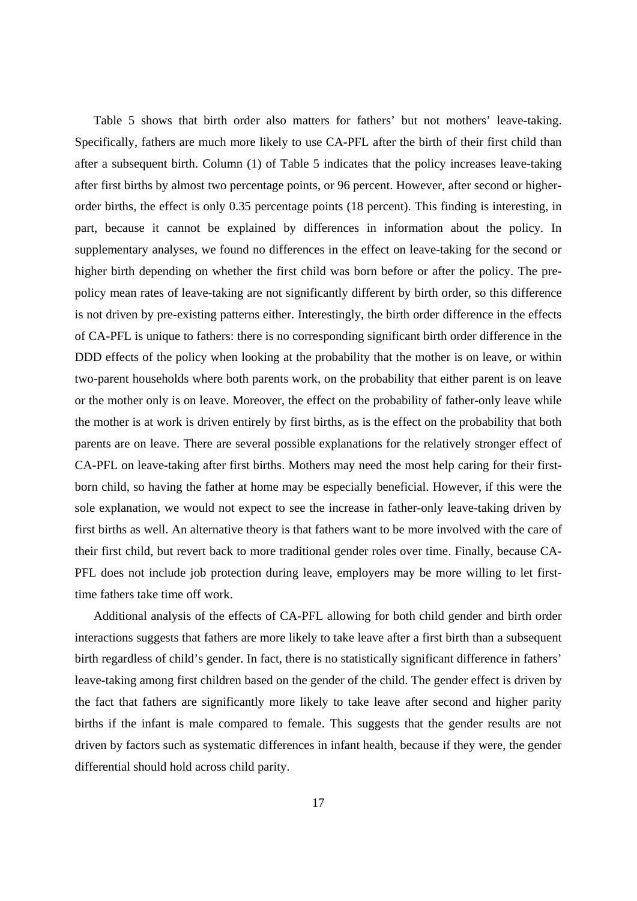Table 5 shows that birth order also matters for fathers' but not mothers' leave-taking. Specifically, fathers are much more likely to use CA-PFL after the birth of their first child than after a subsequent birth. Column (1) of Table 5 indicates that the policy increases leave-taking after first births by almost two percentage points, or 96 percent. However, after second or higher-order births, the effect is only 0.35 percentage points (18 percent). This finding is interesting, in part, because it cannot be explained by differences in information about the policy. In supplementary analyses, we found no differences in the effect on leave-taking for the second or higher birth depending on whether the first child was born before or after the policy. The pre-policy mean rates of leave-taking are not significantly different by birth order, so this difference is not driven by pre-existing patterns either. Interestingly, the birth order difference in the effects of CA-PFL is unique to fathers: there is no corresponding significant birth order difference in the DDD effects of the policy when looking at the probability that the mother is on leave, or within two-parent households where both parents work, on the probability that either parent is on leave or the mother only is on leave. Moreover, the effect on the probability of father-only leave while the mother is at work is driven entirely by first births, as is the effect on the probability that both parents are on leave. There are several possible explanations for the relatively stronger effect of CA-PFL on leave-taking after first births. Mothers may need the most help caring for their first-born child, so having the father at home may be especially beneficial. However, if this were the sole explanation, we would not expect to see the increase in father-only leave-taking driven by first births as well. An alternative theory is that fathers want to be more involved with the care of their first child, but revert back to more traditional gender roles over time. Finally, because CA-PFL does not include job protection during leave, employers may be more willing to let first-time fathers take time off work.

Additional analysis of the effects of CA-PFL allowing for both child gender and birth order interactions suggests that fathers are more likely to take leave after a first birth than a subsequent birth regardless of child's gender. In fact, there is no statistically significant difference in fathers' leave-taking among first children based on the gender of the child. The gender effect is driven by the fact that fathers are significantly more likely to take leave after second and higher parity births if the infant is male compared to female. This suggests that the gender results are not driven by factors such as systematic differences in infant health, because if they were, the gender differential should hold across child parity.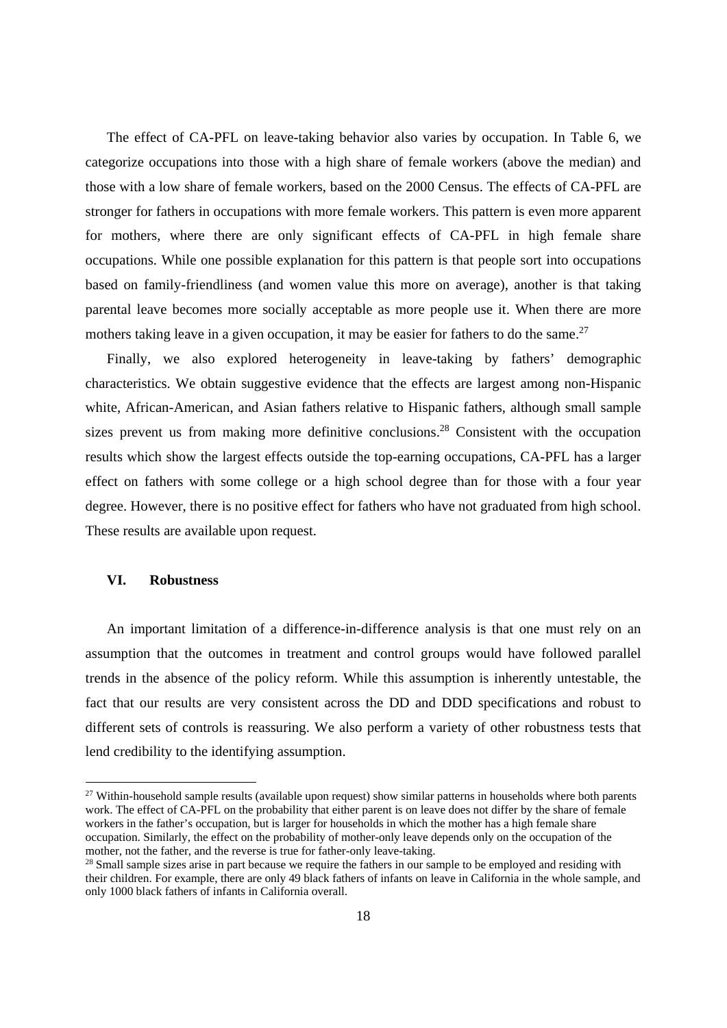The effect of CA-PFL on leave-taking behavior also varies by occupation. In Table 6, we categorize occupations into those with a high share of female workers (above the median) and those with a low share of female workers, based on the 2000 Census. The effects of CA-PFL are stronger for fathers in occupations with more female workers. This pattern is even more apparent for mothers, where there are only significant effects of CA-PFL in high female share occupations. While one possible explanation for this pattern is that people sort into occupations based on family-friendliness (and women value this more on average), another is that taking parental leave becomes more socially acceptable as more people use it. When there are more mothers taking leave in a given occupation, it may be easier for fathers to do the same.[27]

Finally, we also explored heterogeneity in leave-taking by fathers' demographic characteristics. We obtain suggestive evidence that the effects are largest among non-Hispanic white, African-American, and Asian fathers relative to Hispanic fathers, although small sample sizes prevent us from making more definitive conclusions.[28] Consistent with the occupation results which show the largest effects outside the top-earning occupations, CA-PFL has a larger effect on fathers with some college or a high school degree than for those with a four year degree. However, there is no positive effect for fathers who have not graduated from high school. These results are available upon request.

## VI. Robustness

An important limitation of a difference-in-difference analysis is that one must rely on an assumption that the outcomes in treatment and control groups would have followed parallel trends in the absence of the policy reform. While this assumption is inherently untestable, the fact that our results are very consistent across the DD and DDD specifications and robust to different sets of controls is reassuring. We also perform a variety of other robustness tests that lend credibility to the identifying assumption.

---

[27] Within-household sample results (available upon request) show similar patterns in households where both parents work. The effect of CA-PFL on the probability that either parent is on leave does not differ by the share of female workers in the father's occupation, but is larger for households in which the mother has a high female share occupation. Similarly, the effect on the probability of mother-only leave depends only on the occupation of the mother, not the father, and the reverse is true for father-only leave-taking.

[28] Small sample sizes arise in part because we require the fathers in our sample to be employed and residing with their children. For example, there are only 49 black fathers of infants on leave in California in the whole sample, and only 1000 black fathers of infants in California overall.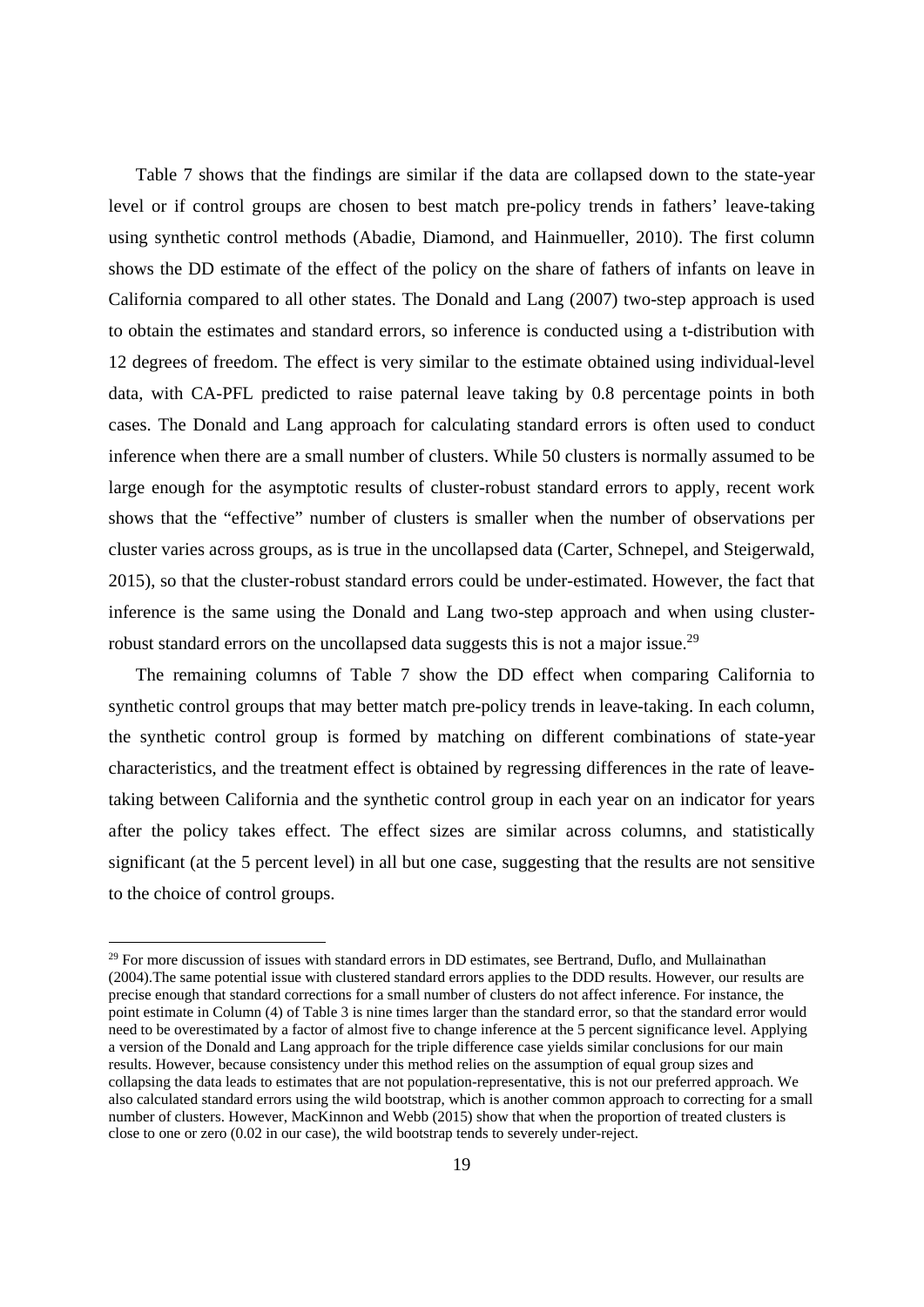Table 7 shows that the findings are similar if the data are collapsed down to the state-year level or if control groups are chosen to best match pre-policy trends in fathers' leave-taking using synthetic control methods (Abadie, Diamond, and Hainmueller, 2010). The first column shows the DD estimate of the effect of the policy on the share of fathers of infants on leave in California compared to all other states. The Donald and Lang (2007) two-step approach is used to obtain the estimates and standard errors, so inference is conducted using a t-distribution with 12 degrees of freedom. The effect is very similar to the estimate obtained using individual-level data, with CA-PFL predicted to raise paternal leave taking by 0.8 percentage points in both cases. The Donald and Lang approach for calculating standard errors is often used to conduct inference when there are a small number of clusters. While 50 clusters is normally assumed to be large enough for the asymptotic results of cluster-robust standard errors to apply, recent work shows that the "effective" number of clusters is smaller when the number of observations per cluster varies across groups, as is true in the uncollapsed data (Carter, Schnepel, and Steigerwald, 2015), so that the cluster-robust standard errors could be under-estimated. However, the fact that inference is the same using the Donald and Lang two-step approach and when using cluster-robust standard errors on the uncollapsed data suggests this is not a major issue.[29]

The remaining columns of Table 7 show the DD effect when comparing California to synthetic control groups that may better match pre-policy trends in leave-taking. In each column, the synthetic control group is formed by matching on different combinations of state-year characteristics, and the treatment effect is obtained by regressing differences in the rate of leave-taking between California and the synthetic control group in each year on an indicator for years after the policy takes effect. The effect sizes are similar across columns, and statistically significant (at the 5 percent level) in all but one case, suggesting that the results are not sensitive to the choice of control groups.

---

[29] For more discussion of issues with standard errors in DD estimates, see Bertrand, Duflo, and Mullainathan (2004).The same potential issue with clustered standard errors applies to the DDD results. However, our results are precise enough that standard corrections for a small number of clusters do not affect inference. For instance, the point estimate in Column (4) of Table 3 is nine times larger than the standard error, so that the standard error would need to be overestimated by a factor of almost five to change inference at the 5 percent significance level. Applying a version of the Donald and Lang approach for the triple difference case yields similar conclusions for our main results. However, because consistency under this method relies on the assumption of equal group sizes and collapsing the data leads to estimates that are not population-representative, this is not our preferred approach. We also calculated standard errors using the wild bootstrap, which is another common approach to correcting for a small number of clusters. However, MacKinnon and Webb (2015) show that when the proportion of treated clusters is close to one or zero (0.02 in our case), the wild bootstrap tends to severely under-reject.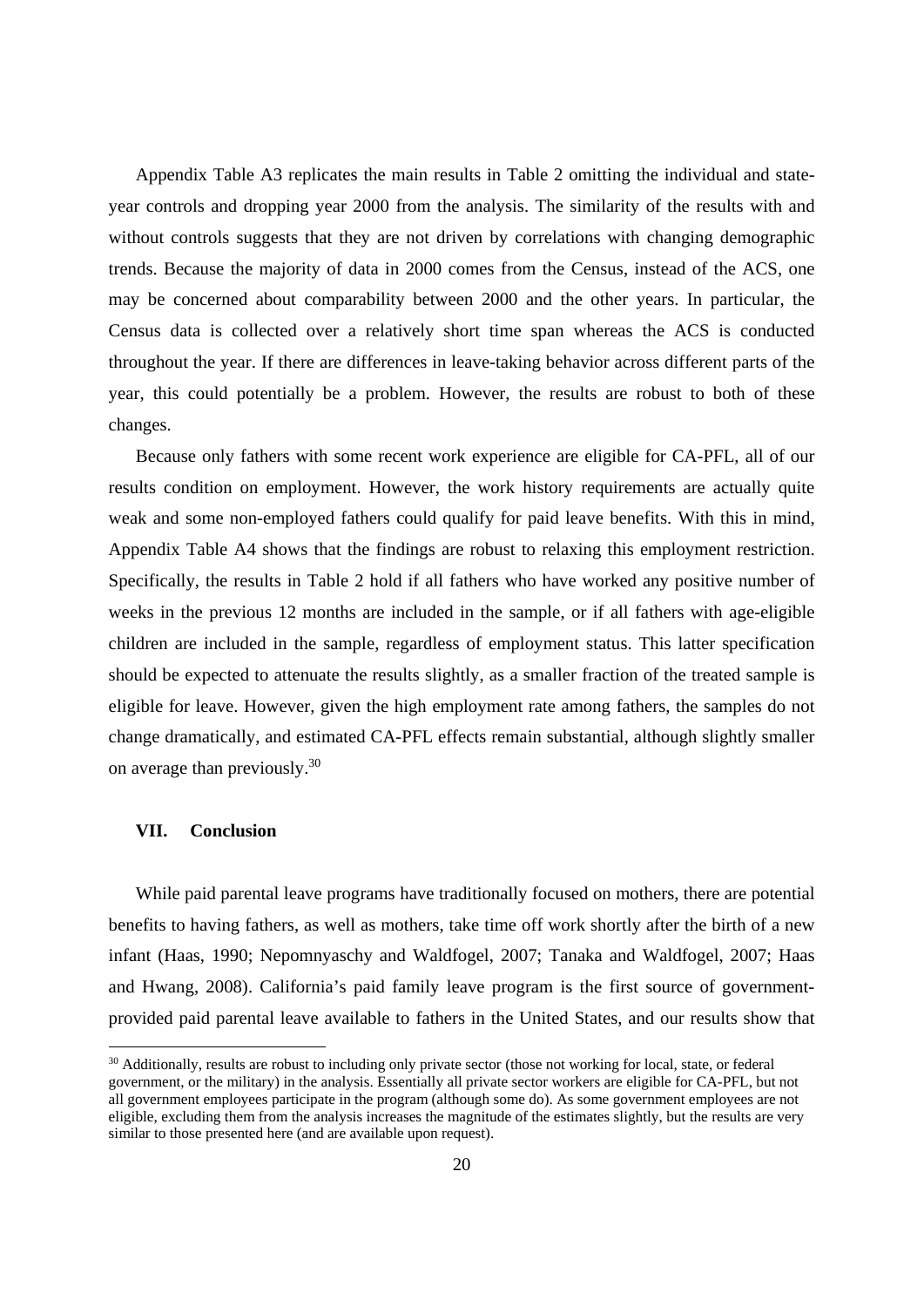Appendix Table A3 replicates the main results in Table 2 omitting the individual and state-year controls and dropping year 2000 from the analysis. The similarity of the results with and without controls suggests that they are not driven by correlations with changing demographic trends. Because the majority of data in 2000 comes from the Census, instead of the ACS, one may be concerned about comparability between 2000 and the other years. In particular, the Census data is collected over a relatively short time span whereas the ACS is conducted throughout the year. If there are differences in leave-taking behavior across different parts of the year, this could potentially be a problem. However, the results are robust to both of these changes.

Because only fathers with some recent work experience are eligible for CA-PFL, all of our results condition on employment. However, the work history requirements are actually quite weak and some non-employed fathers could qualify for paid leave benefits. With this in mind, Appendix Table A4 shows that the findings are robust to relaxing this employment restriction. Specifically, the results in Table 2 hold if all fathers who have worked any positive number of weeks in the previous 12 months are included in the sample, or if all fathers with age-eligible children are included in the sample, regardless of employment status. This latter specification should be expected to attenuate the results slightly, as a smaller fraction of the treated sample is eligible for leave. However, given the high employment rate among fathers, the samples do not change dramatically, and estimated CA-PFL effects remain substantial, although slightly smaller on average than previously.[30]

## VII. Conclusion

While paid parental leave programs have traditionally focused on mothers, there are potential benefits to having fathers, as well as mothers, take time off work shortly after the birth of a new infant (Haas, 1990; Nepomnyaschy and Waldfogel, 2007; Tanaka and Waldfogel, 2007; Haas and Hwang, 2008). California's paid family leave program is the first source of government-provided paid parental leave available to fathers in the United States, and our results show that

[30] Additionally, results are robust to including only private sector (those not working for local, state, or federal government, or the military) in the analysis. Essentially all private sector workers are eligible for CA-PFL, but not all government employees participate in the program (although some do). As some government employees are not eligible, excluding them from the analysis increases the magnitude of the estimates slightly, but the results are very similar to those presented here (and are available upon request).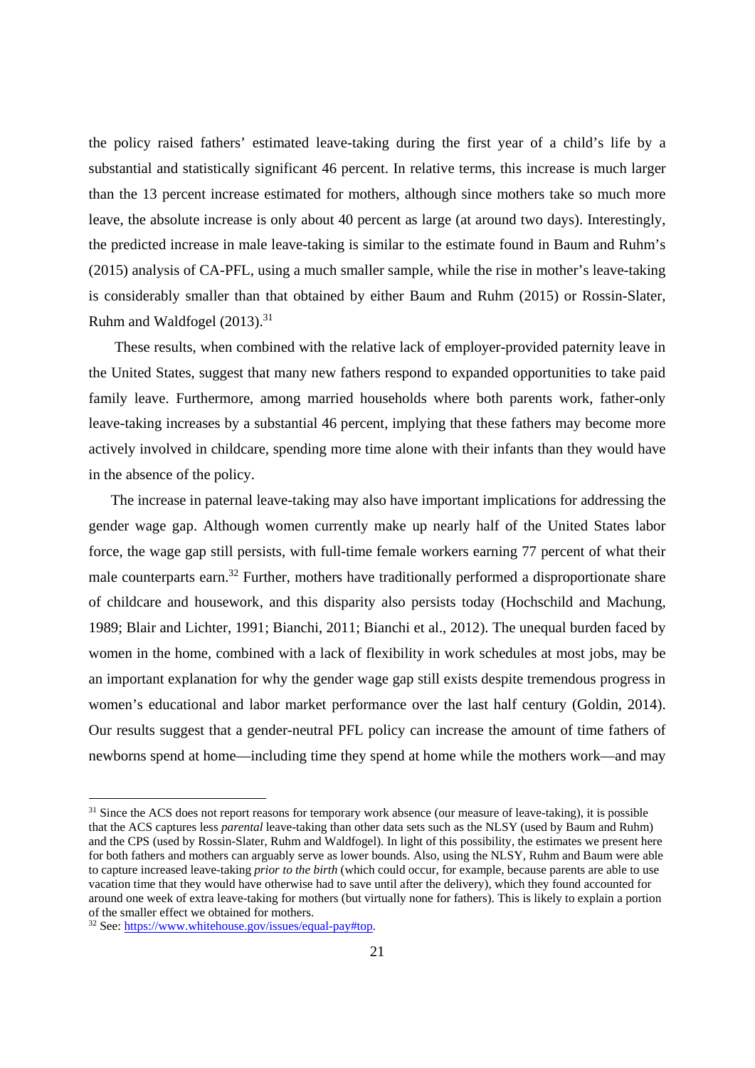the policy raised fathers' estimated leave-taking during the first year of a child's life by a substantial and statistically significant 46 percent. In relative terms, this increase is much larger than the 13 percent increase estimated for mothers, although since mothers take so much more leave, the absolute increase is only about 40 percent as large (at around two days). Interestingly, the predicted increase in male leave-taking is similar to the estimate found in Baum and Ruhm's (2015) analysis of CA-PFL, using a much smaller sample, while the rise in mother's leave-taking is considerably smaller than that obtained by either Baum and Ruhm (2015) or Rossin-Slater, Ruhm and Waldfogel (2013).[31]

These results, when combined with the relative lack of employer-provided paternity leave in the United States, suggest that many new fathers respond to expanded opportunities to take paid family leave. Furthermore, among married households where both parents work, father-only leave-taking increases by a substantial 46 percent, implying that these fathers may become more actively involved in childcare, spending more time alone with their infants than they would have in the absence of the policy.

The increase in paternal leave-taking may also have important implications for addressing the gender wage gap. Although women currently make up nearly half of the United States labor force, the wage gap still persists, with full-time female workers earning 77 percent of what their male counterparts earn.[32] Further, mothers have traditionally performed a disproportionate share of childcare and housework, and this disparity also persists today (Hochschild and Machung, 1989; Blair and Lichter, 1991; Bianchi, 2011; Bianchi et al., 2012). The unequal burden faced by women in the home, combined with a lack of flexibility in work schedules at most jobs, may be an important explanation for why the gender wage gap still exists despite tremendous progress in women's educational and labor market performance over the last half century (Goldin, 2014). Our results suggest that a gender-neutral PFL policy can increase the amount of time fathers of newborns spend at home—including time they spend at home while the mothers work—and may

---

[31] Since the ACS does not report reasons for temporary work absence (our measure of leave-taking), it is possible that the ACS captures less *parental* leave-taking than other data sets such as the NLSY (used by Baum and Ruhm) and the CPS (used by Rossin-Slater, Ruhm and Waldfogel). In light of this possibility, the estimates we present here for both fathers and mothers can arguably serve as lower bounds. Also, using the NLSY, Ruhm and Baum were able to capture increased leave-taking *prior to the birth* (which could occur, for example, because parents are able to use vacation time that they would have otherwise had to save until after the delivery), which they found accounted for around one week of extra leave-taking for mothers (but virtually none for fathers). This is likely to explain a portion of the smaller effect we obtained for mothers.

[32] See: https://www.whitehouse.gov/issues/equal-pay#top.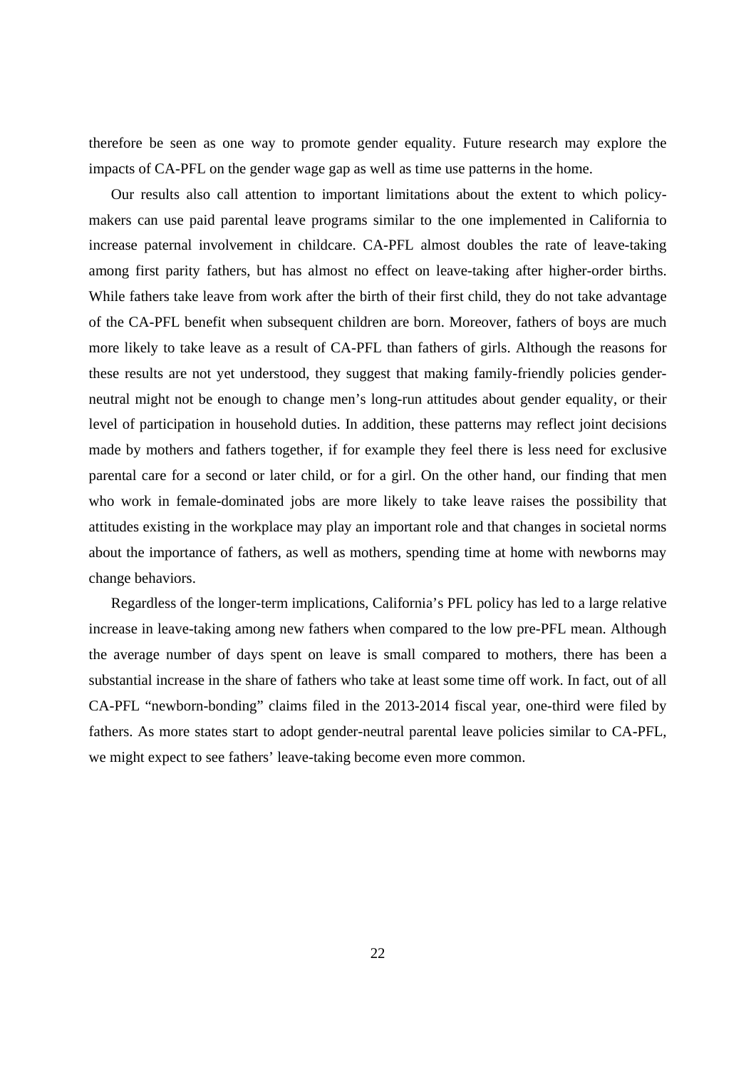therefore be seen as one way to promote gender equality. Future research may explore the impacts of CA-PFL on the gender wage gap as well as time use patterns in the home.

Our results also call attention to important limitations about the extent to which policy-makers can use paid parental leave programs similar to the one implemented in California to increase paternal involvement in childcare. CA-PFL almost doubles the rate of leave-taking among first parity fathers, but has almost no effect on leave-taking after higher-order births. While fathers take leave from work after the birth of their first child, they do not take advantage of the CA-PFL benefit when subsequent children are born. Moreover, fathers of boys are much more likely to take leave as a result of CA-PFL than fathers of girls. Although the reasons for these results are not yet understood, they suggest that making family-friendly policies gender-neutral might not be enough to change men's long-run attitudes about gender equality, or their level of participation in household duties. In addition, these patterns may reflect joint decisions made by mothers and fathers together, if for example they feel there is less need for exclusive parental care for a second or later child, or for a girl. On the other hand, our finding that men who work in female-dominated jobs are more likely to take leave raises the possibility that attitudes existing in the workplace may play an important role and that changes in societal norms about the importance of fathers, as well as mothers, spending time at home with newborns may change behaviors.

Regardless of the longer-term implications, California's PFL policy has led to a large relative increase in leave-taking among new fathers when compared to the low pre-PFL mean. Although the average number of days spent on leave is small compared to mothers, there has been a substantial increase in the share of fathers who take at least some time off work. In fact, out of all CA-PFL "newborn-bonding" claims filed in the 2013-2014 fiscal year, one-third were filed by fathers. As more states start to adopt gender-neutral parental leave policies similar to CA-PFL, we might expect to see fathers' leave-taking become even more common.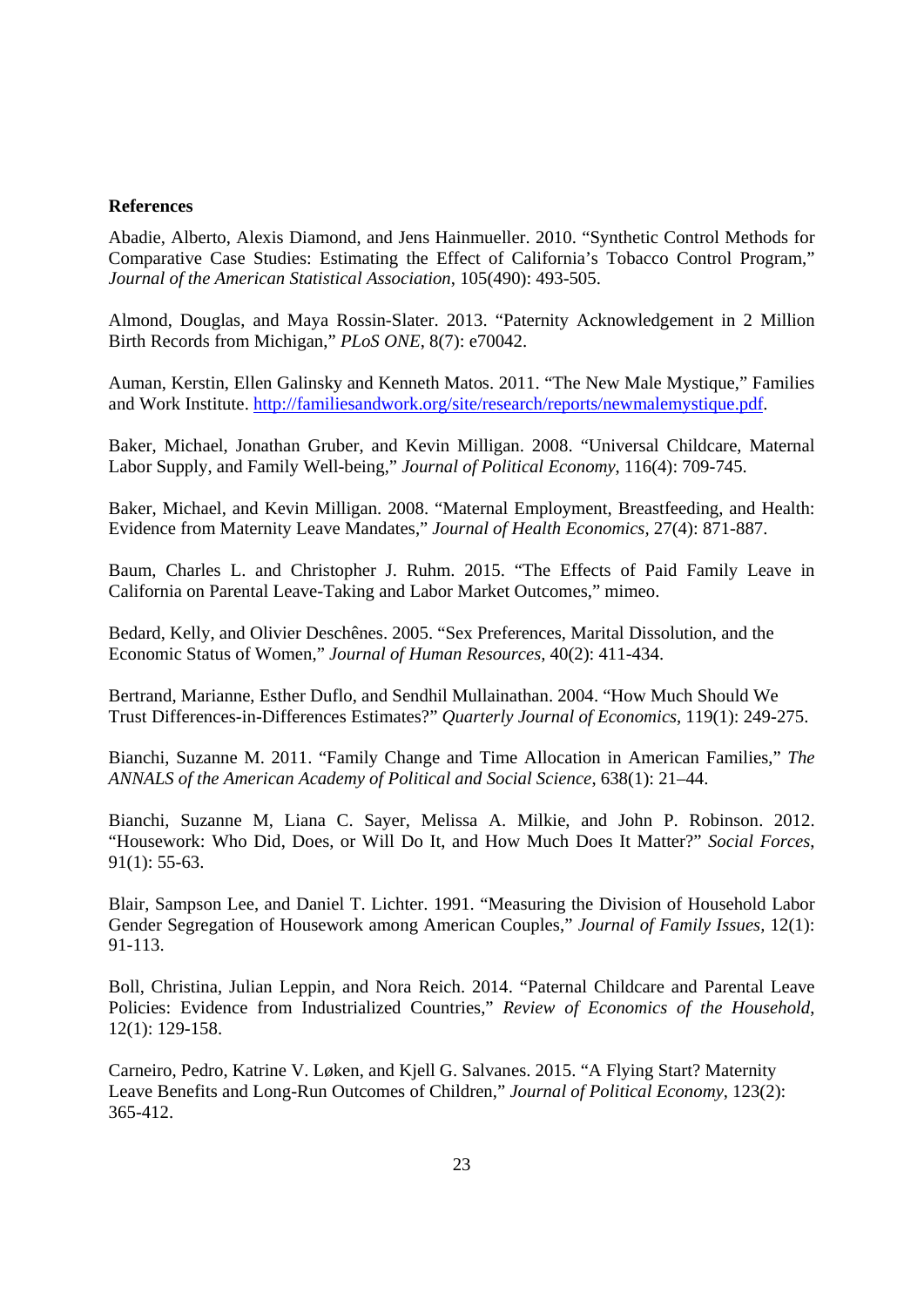**References**

Abadie, Alberto, Alexis Diamond, and Jens Hainmueller. 2010. "Synthetic Control Methods for Comparative Case Studies: Estimating the Effect of California's Tobacco Control Program," *Journal of the American Statistical Association*, 105(490): 493-505.

Almond, Douglas, and Maya Rossin-Slater. 2013. "Paternity Acknowledgement in 2 Million Birth Records from Michigan," *PLoS ONE*, 8(7): e70042.

Auman, Kerstin, Ellen Galinsky and Kenneth Matos. 2011. "The New Male Mystique," Families and Work Institute. http://familiesandwork.org/site/research/reports/newmalemystique.pdf.

Baker, Michael, Jonathan Gruber, and Kevin Milligan. 2008. "Universal Childcare, Maternal Labor Supply, and Family Well-being," *Journal of Political Economy*, 116(4): 709-745.

Baker, Michael, and Kevin Milligan. 2008. "Maternal Employment, Breastfeeding, and Health: Evidence from Maternity Leave Mandates," *Journal of Health Economics*, 27(4): 871-887.

Baum, Charles L. and Christopher J. Ruhm. 2015. "The Effects of Paid Family Leave in California on Parental Leave-Taking and Labor Market Outcomes," mimeo.

Bedard, Kelly, and Olivier Deschênes. 2005. "Sex Preferences, Marital Dissolution, and the Economic Status of Women," *Journal of Human Resources*, 40(2): 411-434.

Bertrand, Marianne, Esther Duflo, and Sendhil Mullainathan. 2004. "How Much Should We Trust Differences-in-Differences Estimates?" *Quarterly Journal of Economics*, 119(1): 249-275.

Bianchi, Suzanne M. 2011. "Family Change and Time Allocation in American Families," *The ANNALS of the American Academy of Political and Social Science*, 638(1): 21–44.

Bianchi, Suzanne M, Liana C. Sayer, Melissa A. Milkie, and John P. Robinson. 2012. "Housework: Who Did, Does, or Will Do It, and How Much Does It Matter?" *Social Forces*, 91(1): 55-63.

Blair, Sampson Lee, and Daniel T. Lichter. 1991. "Measuring the Division of Household Labor Gender Segregation of Housework among American Couples," *Journal of Family Issues*, 12(1): 91-113.

Boll, Christina, Julian Leppin, and Nora Reich. 2014. "Paternal Childcare and Parental Leave Policies: Evidence from Industrialized Countries," *Review of Economics of the Household*, 12(1): 129-158.

Carneiro, Pedro, Katrine V. Løken, and Kjell G. Salvanes. 2015. "A Flying Start? Maternity Leave Benefits and Long-Run Outcomes of Children," *Journal of Political Economy*, 123(2): 365-412.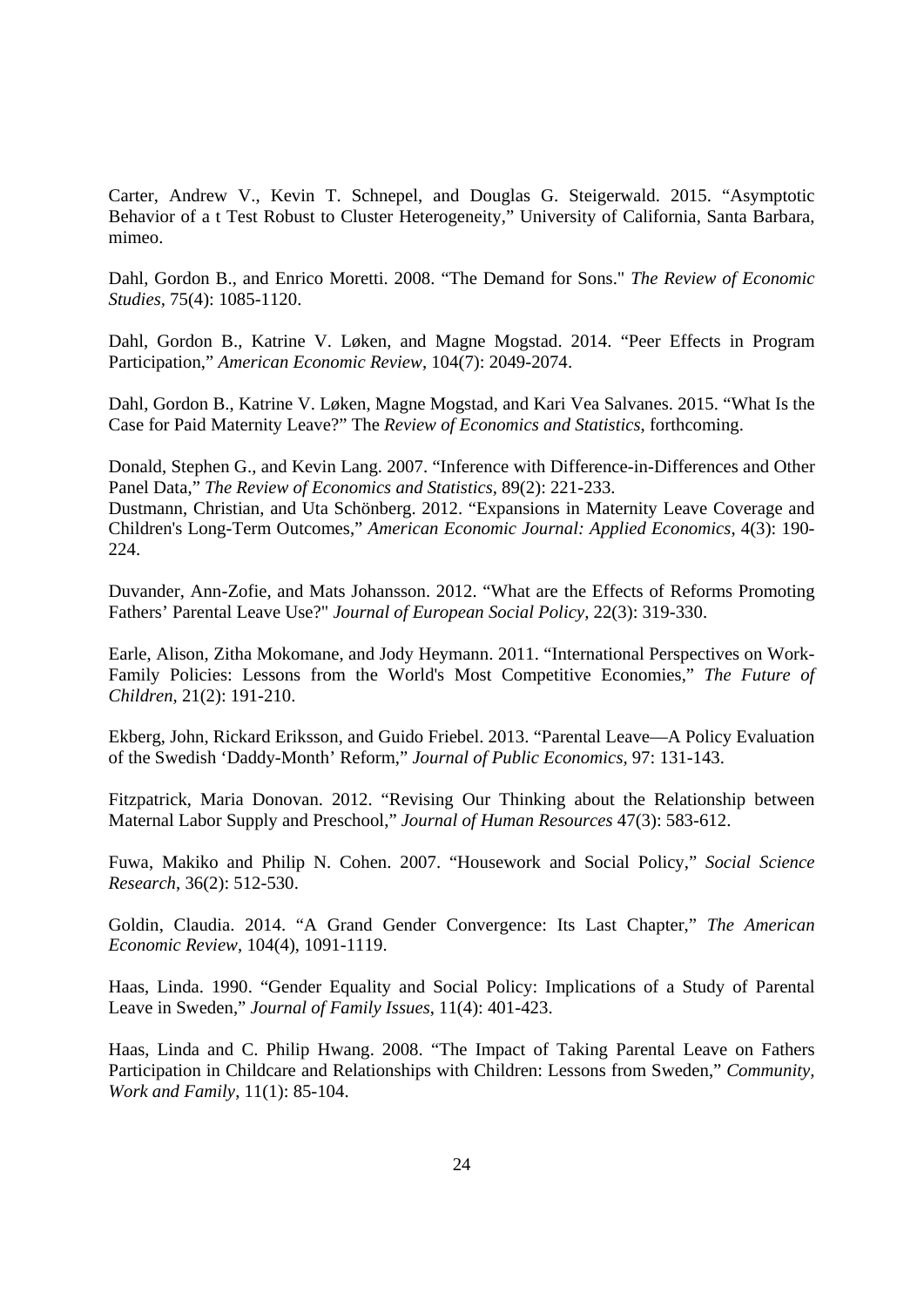Carter, Andrew V., Kevin T. Schnepel, and Douglas G. Steigerwald. 2015. "Asymptotic Behavior of a t Test Robust to Cluster Heterogeneity," University of California, Santa Barbara, mimeo.

Dahl, Gordon B., and Enrico Moretti. 2008. "The Demand for Sons." *The Review of Economic Studies*, 75(4): 1085-1120.

Dahl, Gordon B., Katrine V. Løken, and Magne Mogstad. 2014. "Peer Effects in Program Participation," *American Economic Review*, 104(7): 2049-2074.

Dahl, Gordon B., Katrine V. Løken, Magne Mogstad, and Kari Vea Salvanes. 2015. "What Is the Case for Paid Maternity Leave?" The *Review of Economics and Statistics*, forthcoming.

Donald, Stephen G., and Kevin Lang. 2007. "Inference with Difference-in-Differences and Other Panel Data," *The Review of Economics and Statistics*, 89(2): 221-233.

Dustmann, Christian, and Uta Schönberg. 2012. "Expansions in Maternity Leave Coverage and Children's Long-Term Outcomes," *American Economic Journal: Applied Economics*, 4(3): 190-224.

Duvander, Ann-Zofie, and Mats Johansson. 2012. "What are the Effects of Reforms Promoting Fathers' Parental Leave Use?" *Journal of European Social Policy*, 22(3): 319-330.

Earle, Alison, Zitha Mokomane, and Jody Heymann. 2011. "International Perspectives on Work-Family Policies: Lessons from the World's Most Competitive Economies," *The Future of Children*, 21(2): 191-210.

Ekberg, John, Rickard Eriksson, and Guido Friebel. 2013. "Parental Leave—A Policy Evaluation of the Swedish 'Daddy-Month' Reform," *Journal of Public Economics*, 97: 131-143.

Fitzpatrick, Maria Donovan. 2012. "Revising Our Thinking about the Relationship between Maternal Labor Supply and Preschool," *Journal of Human Resources* 47(3): 583-612.

Fuwa, Makiko and Philip N. Cohen. 2007. "Housework and Social Policy," *Social Science Research*, 36(2): 512-530.

Goldin, Claudia. 2014. "A Grand Gender Convergence: Its Last Chapter," *The American Economic Review*, 104(4), 1091-1119.

Haas, Linda. 1990. "Gender Equality and Social Policy: Implications of a Study of Parental Leave in Sweden," *Journal of Family Issues*, 11(4): 401-423.

Haas, Linda and C. Philip Hwang. 2008. "The Impact of Taking Parental Leave on Fathers Participation in Childcare and Relationships with Children: Lessons from Sweden," *Community, Work and Family*, 11(1): 85-104.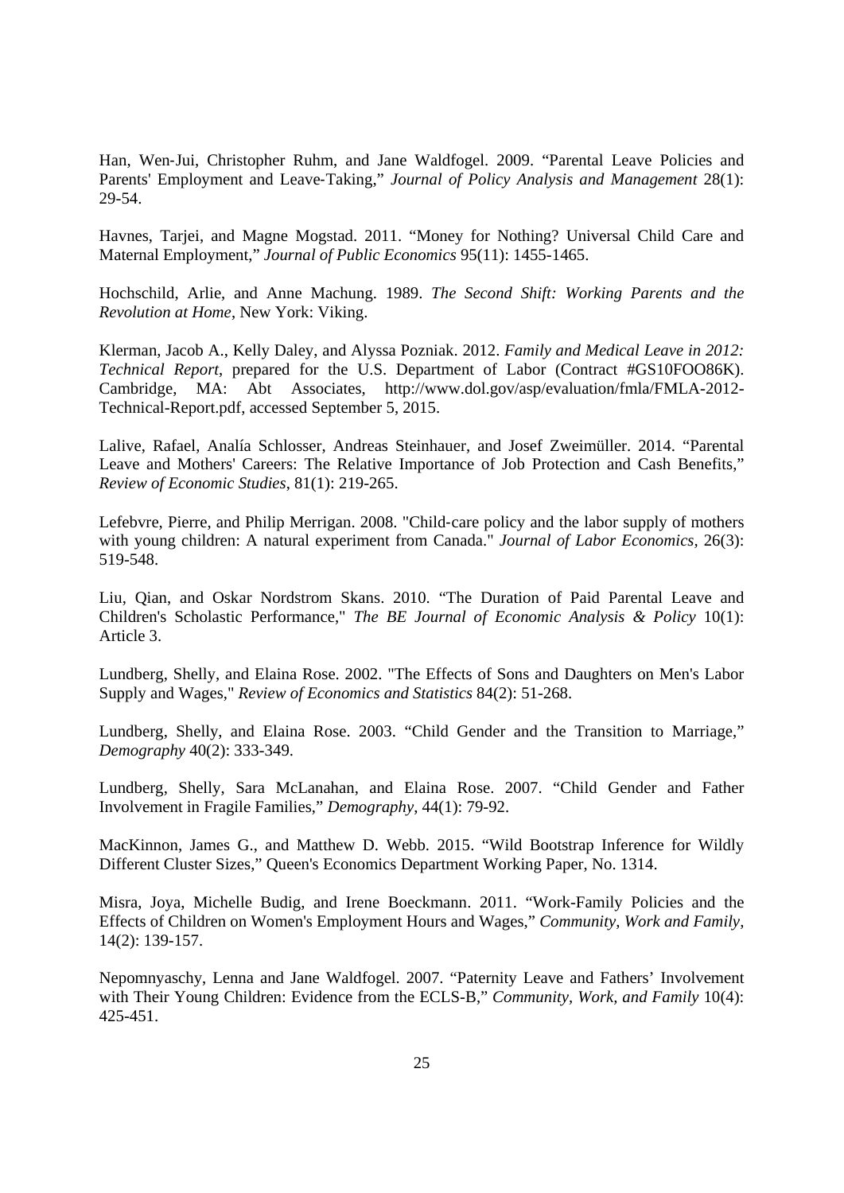Han, Wen-Jui, Christopher Ruhm, and Jane Waldfogel. 2009. “Parental Leave Policies and Parents' Employment and Leave-Taking,” *Journal of Policy Analysis and Management* 28(1): 29-54.

Havnes, Tarjei, and Magne Mogstad. 2011. “Money for Nothing? Universal Child Care and Maternal Employment,” *Journal of Public Economics* 95(11): 1455-1465.

Hochschild, Arlie, and Anne Machung. 1989. *The Second Shift: Working Parents and the Revolution at Home*, New York: Viking.

Klerman, Jacob A., Kelly Daley, and Alyssa Pozniak. 2012. *Family and Medical Leave in 2012: Technical Report*, prepared for the U.S. Department of Labor (Contract #GS10FOO86K). Cambridge, MA: Abt Associates, http://www.dol.gov/asp/evaluation/fmla/FMLA-2012-Technical-Report.pdf, accessed September 5, 2015.

Lalive, Rafael, Analía Schlosser, Andreas Steinhauer, and Josef Zweimüller. 2014. “Parental Leave and Mothers' Careers: The Relative Importance of Job Protection and Cash Benefits,” *Review of Economic Studies*, 81(1): 219-265.

Lefebvre, Pierre, and Philip Merrigan. 2008. "Child-care policy and the labor supply of mothers with young children: A natural experiment from Canada." *Journal of Labor Economics,* 26(3): 519-548.

Liu, Qian, and Oskar Nordstrom Skans. 2010. “The Duration of Paid Parental Leave and Children's Scholastic Performance," *The BE Journal of Economic Analysis & Policy* 10(1): Article 3.

Lundberg, Shelly, and Elaina Rose. 2002. "The Effects of Sons and Daughters on Men's Labor Supply and Wages," *Review of Economics and Statistics* 84(2): 51-268.

Lundberg, Shelly, and Elaina Rose. 2003. “Child Gender and the Transition to Marriage,” *Demography* 40(2): 333-349.

Lundberg, Shelly, Sara McLanahan, and Elaina Rose. 2007. “Child Gender and Father Involvement in Fragile Families,” *Demography*, 44(1): 79-92.

MacKinnon, James G., and Matthew D. Webb. 2015. “Wild Bootstrap Inference for Wildly Different Cluster Sizes,” Queen's Economics Department Working Paper, No. 1314.

Misra, Joya, Michelle Budig, and Irene Boeckmann. 2011. “Work-Family Policies and the Effects of Children on Women's Employment Hours and Wages,” *Community, Work and Family,* 14(2): 139-157.

Nepomnyaschy, Lenna and Jane Waldfogel. 2007. “Paternity Leave and Fathers’ Involvement with Their Young Children: Evidence from the ECLS-B,” *Community, Work, and Family* 10(4): 425-451.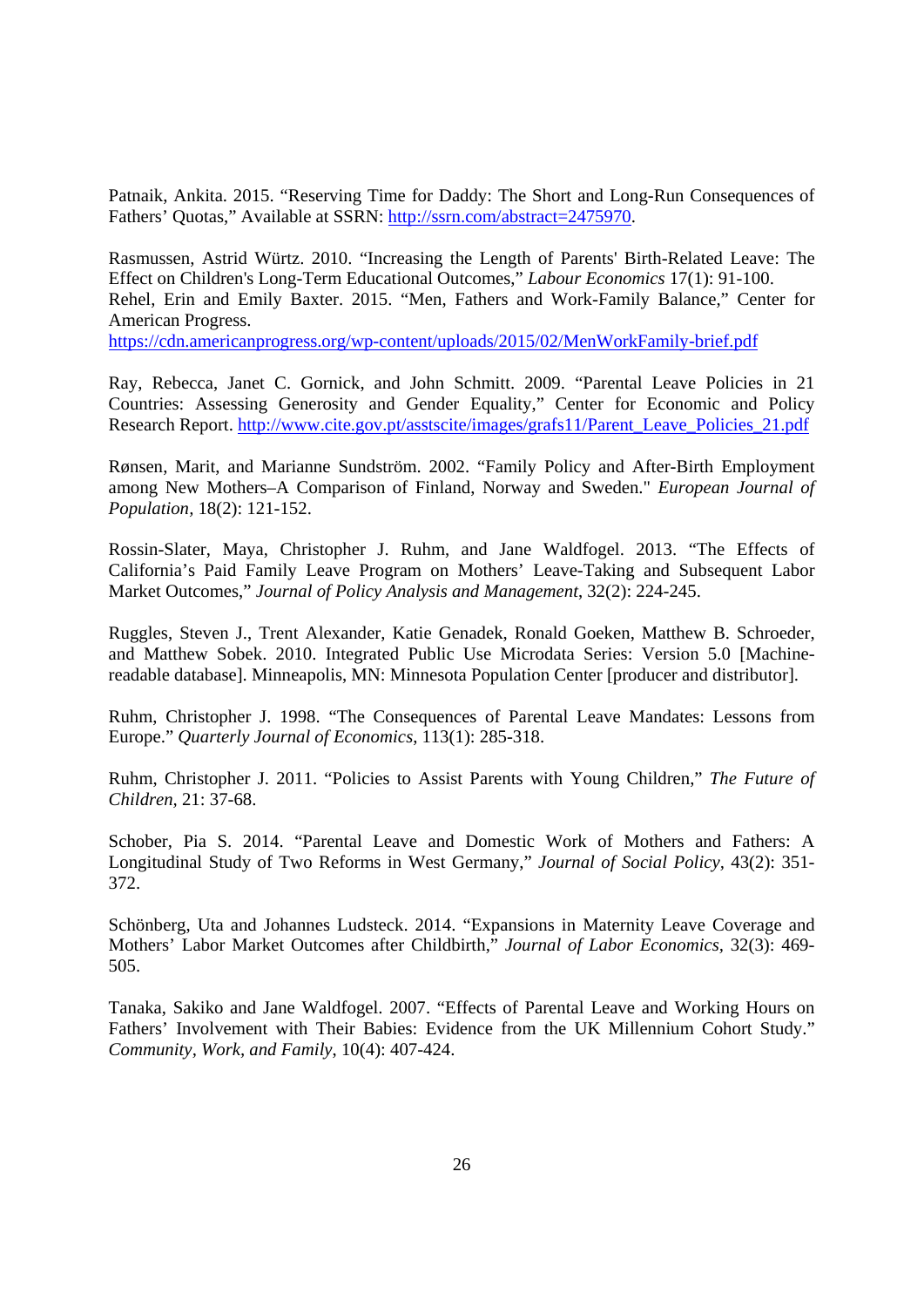Patnaik, Ankita. 2015. "Reserving Time for Daddy: The Short and Long-Run Consequences of Fathers' Quotas," Available at SSRN: http://ssrn.com/abstract=2475970.

Rasmussen, Astrid Würtz. 2010. "Increasing the Length of Parents' Birth-Related Leave: The Effect on Children's Long-Term Educational Outcomes," *Labour Economics* 17(1): 91-100.
Rehel, Erin and Emily Baxter. 2015. "Men, Fathers and Work-Family Balance," Center for American Progress.
https://cdn.americanprogress.org/wp-content/uploads/2015/02/MenWorkFamily-brief.pdf

Ray, Rebecca, Janet C. Gornick, and John Schmitt. 2009. "Parental Leave Policies in 21 Countries: Assessing Generosity and Gender Equality," Center for Economic and Policy Research Report. http://www.cite.gov.pt/asstscite/images/grafs11/Parent_Leave_Policies_21.pdf

Rønsen, Marit, and Marianne Sundström. 2002. "Family Policy and After-Birth Employment among New Mothers–A Comparison of Finland, Norway and Sweden." *European Journal of Population*, 18(2): 121-152.

Rossin-Slater, Maya, Christopher J. Ruhm, and Jane Waldfogel. 2013. "The Effects of California's Paid Family Leave Program on Mothers' Leave-Taking and Subsequent Labor Market Outcomes," *Journal of Policy Analysis and Management*, 32(2): 224-245.

Ruggles, Steven J., Trent Alexander, Katie Genadek, Ronald Goeken, Matthew B. Schroeder, and Matthew Sobek. 2010. Integrated Public Use Microdata Series: Version 5.0 [Machine-readable database]. Minneapolis, MN: Minnesota Population Center [producer and distributor].

Ruhm, Christopher J. 1998. "The Consequences of Parental Leave Mandates: Lessons from Europe." *Quarterly Journal of Economics*, 113(1): 285-318.

Ruhm, Christopher J. 2011. "Policies to Assist Parents with Young Children," *The Future of Children*, 21: 37-68.

Schober, Pia S. 2014. "Parental Leave and Domestic Work of Mothers and Fathers: A Longitudinal Study of Two Reforms in West Germany," *Journal of Social Policy*, 43(2): 351-372.

Schönberg, Uta and Johannes Ludsteck. 2014. "Expansions in Maternity Leave Coverage and Mothers' Labor Market Outcomes after Childbirth," *Journal of Labor Economics*, 32(3): 469-505.

Tanaka, Sakiko and Jane Waldfogel. 2007. "Effects of Parental Leave and Working Hours on Fathers' Involvement with Their Babies: Evidence from the UK Millennium Cohort Study." *Community, Work, and Family*, 10(4): 407-424.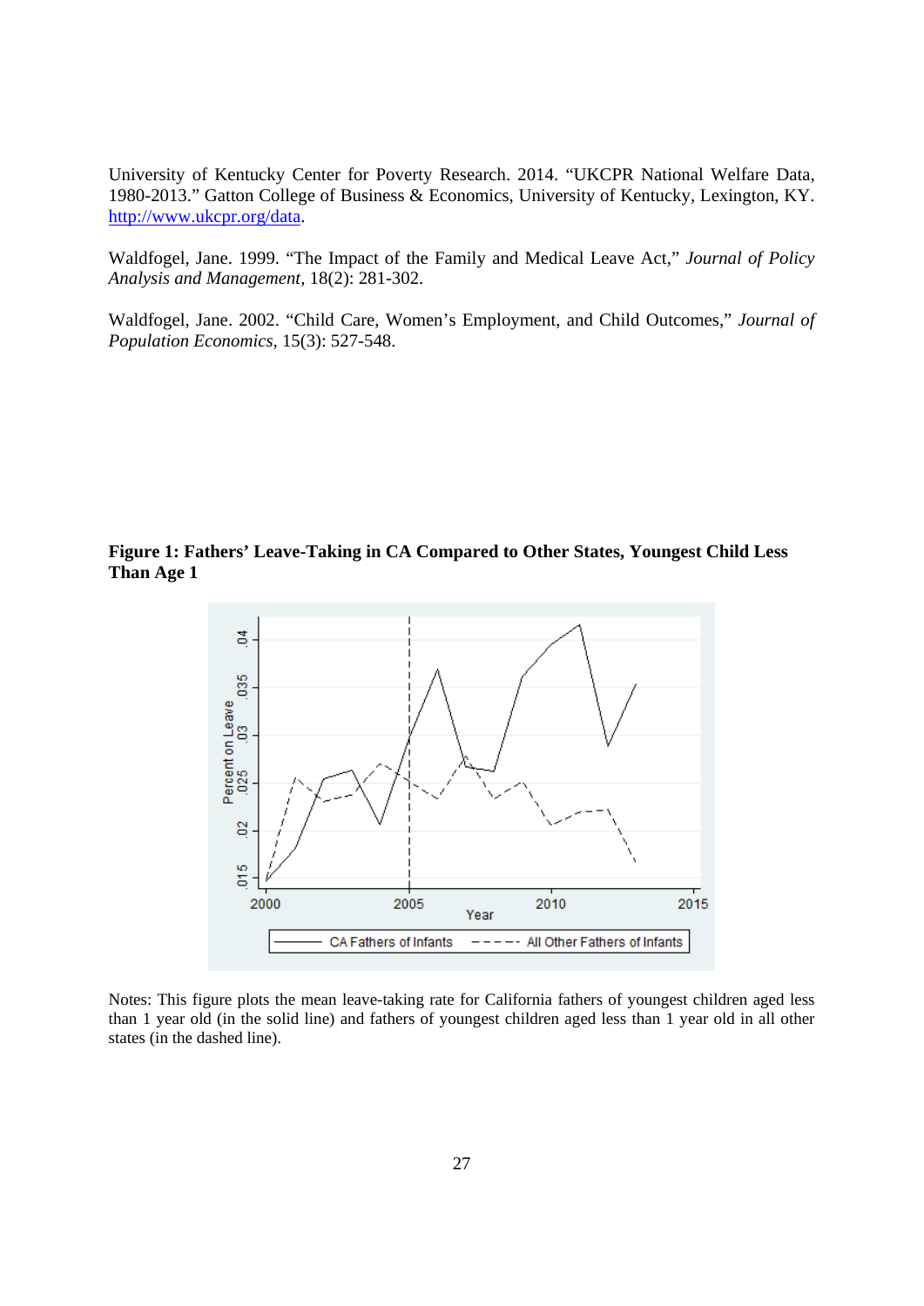University of Kentucky Center for Poverty Research. 2014. "UKCPR National Welfare Data, 1980-2013." Gatton College of Business & Economics, University of Kentucky, Lexington, KY. http://www.ukcpr.org/data.

Waldfogel, Jane. 1999. "The Impact of the Family and Medical Leave Act," *Journal of Policy Analysis and Management*, 18(2): 281-302.

Waldfogel, Jane. 2002. "Child Care, Women's Employment, and Child Outcomes," *Journal of Population Economics*, 15(3): 527-548.

**Figure 1: Fathers' Leave-Taking in CA Compared to Other States, Youngest Child Less Than Age 1**

Notes: This figure plots the mean leave-taking rate for California fathers of youngest children aged less than 1 year old (in the solid line) and fathers of youngest children aged less than 1 year old in all other states (in the dashed line).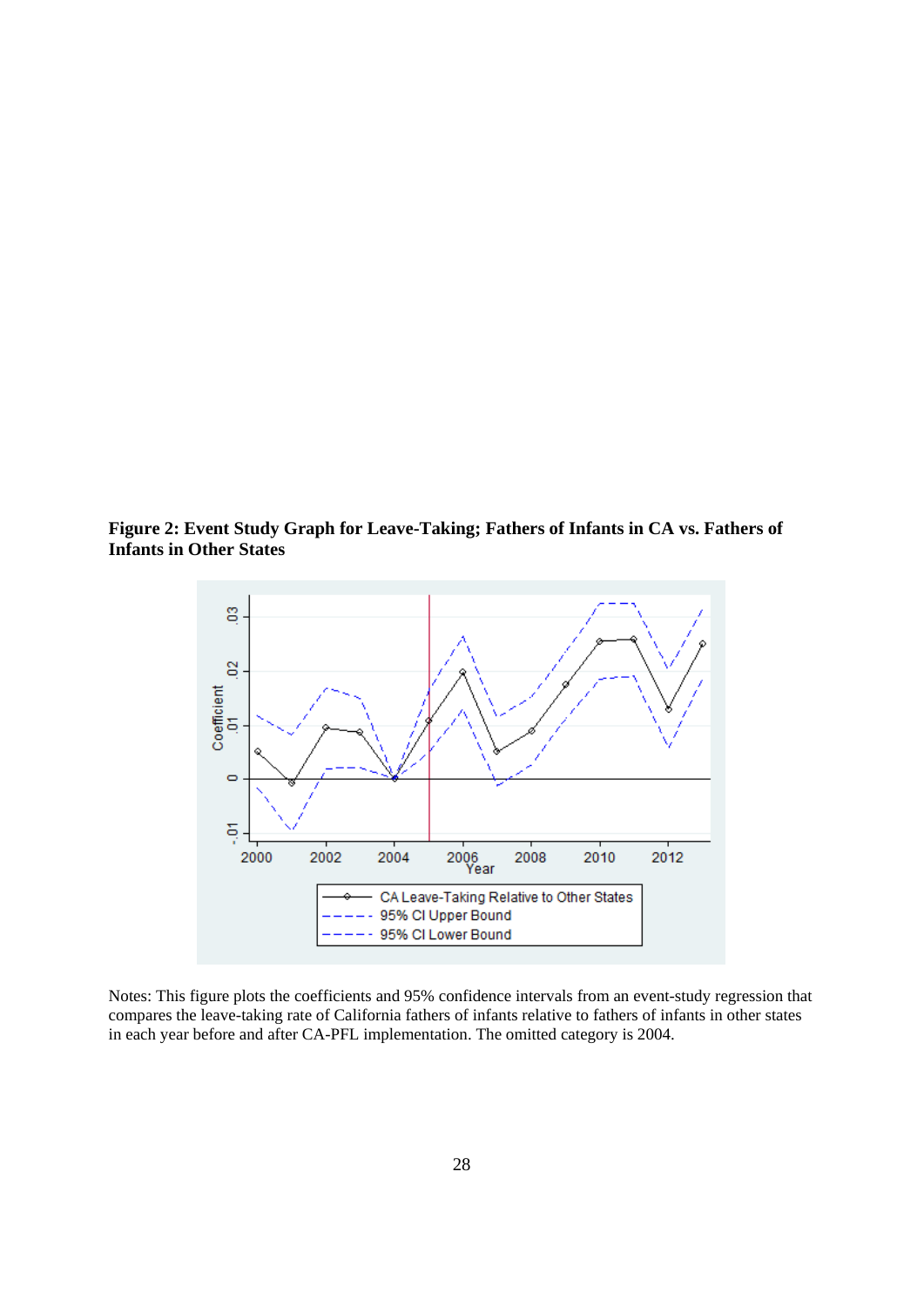**Figure 2: Event Study Graph for Leave-Taking; Fathers of Infants in CA vs. Fathers of Infants in Other States**

Notes: This figure plots the coefficients and 95% confidence intervals from an event-study regression that compares the leave-taking rate of California fathers of infants relative to fathers of infants in other states in each year before and after CA-PFL implementation. The omitted category is 2004.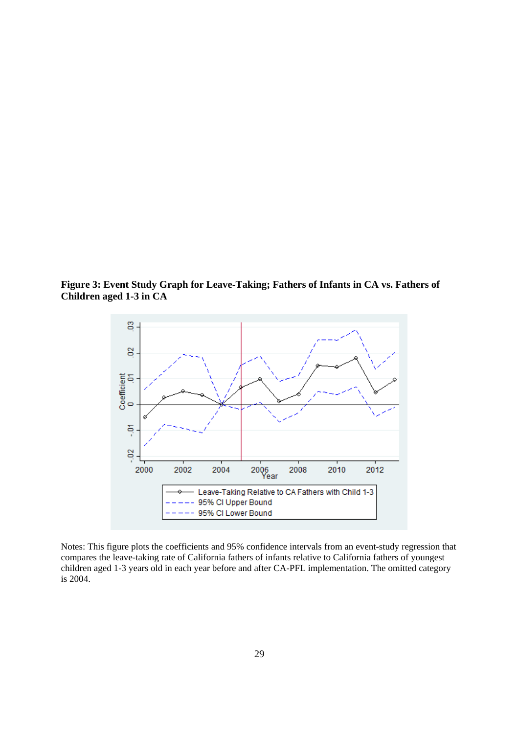**Figure 3: Event Study Graph for Leave-Taking; Fathers of Infants in CA vs. Fathers of Children aged 1-3 in CA**

Notes: This figure plots the coefficients and 95% confidence intervals from an event-study regression that compares the leave-taking rate of California fathers of infants relative to California fathers of youngest children aged 1-3 years old in each year before and after CA-PFL implementation. The omitted category is 2004.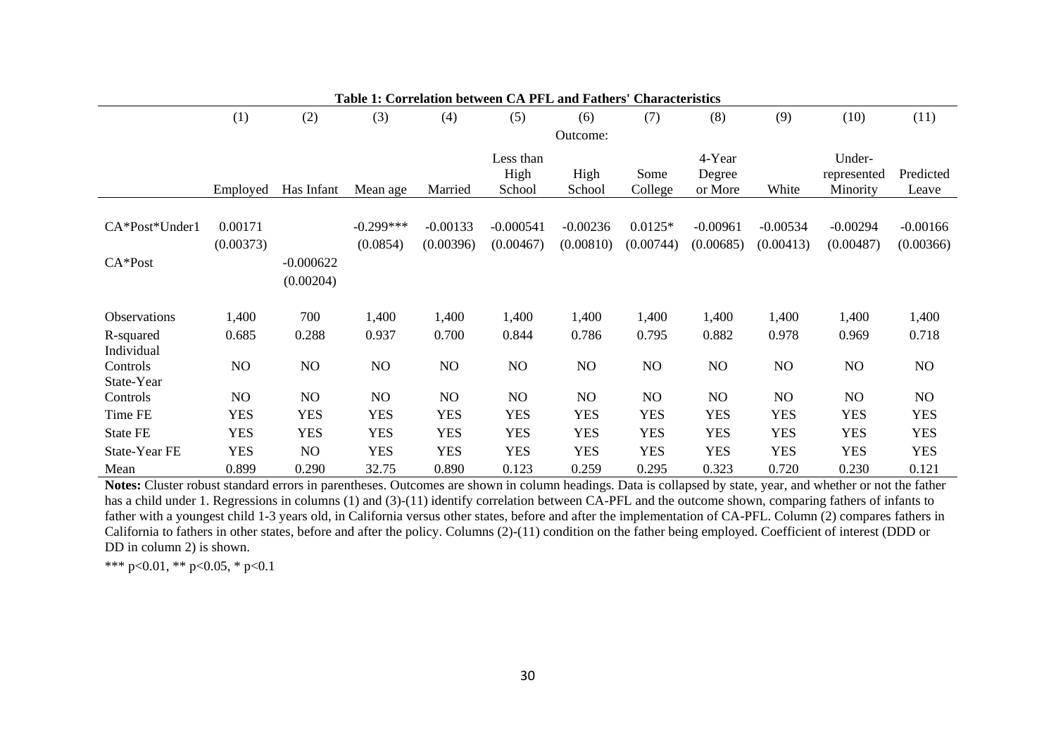**Table 1: Correlation between CA PFL and Fathers' Characteristics**

| | (1) | (2) | (3) | (4) | (5) | (6) | (7) | (8) | (9) | (10) | (11) |
|---|---|---|---|---|---|---|---|---|---|---|---|
| | | | | | | Outcome: | | | | | |
| | Employed | Has Infant | Mean age | Married | Less than High School | High School | Some College | 4-Year Degree or More | White | Under-represented Minority | Predicted Leave |
| CA*Post*Under1 | 0.00171 | | -0.299*** | -0.00133 | -0.000541 | -0.00236 | 0.0125* | -0.00961 | -0.00534 | -0.00294 | -0.00166 |
| | (0.00373) | | (0.0854) | (0.00396) | (0.00467) | (0.00810) | (0.00744) | (0.00685) | (0.00413) | (0.00487) | (0.00366) |
| CA*Post | | -0.000622 | | | | | | | | | |
| | | (0.00204) | | | | | | | | | |
| Observations | 1,400 | 700 | 1,400 | 1,400 | 1,400 | 1,400 | 1,400 | 1,400 | 1,400 | 1,400 | 1,400 |
| R-squared | 0.685 | 0.288 | 0.937 | 0.700 | 0.844 | 0.786 | 0.795 | 0.882 | 0.978 | 0.969 | 0.718 |
| Individual Controls | NO | NO | NO | NO | NO | NO | NO | NO | NO | NO | NO |
| State-Year Controls | NO | NO | NO | NO | NO | NO | NO | NO | NO | NO | NO |
| Time FE | YES | YES | YES | YES | YES | YES | YES | YES | YES | YES | YES |
| State FE | YES | YES | YES | YES | YES | YES | YES | YES | YES | YES | YES |
| State-Year FE | YES | NO | YES | YES | YES | YES | YES | YES | YES | YES | YES |
| Mean | 0.899 | 0.290 | 32.75 | 0.890 | 0.123 | 0.259 | 0.295 | 0.323 | 0.720 | 0.230 | 0.121 |

**Notes:** Cluster robust standard errors in parentheses. Outcomes are shown in column headings. Data is collapsed by state, year, and whether or not the father has a child under 1. Regressions in columns (1) and (3)-(11) identify correlation between CA-PFL and the outcome shown, comparing fathers of infants to father with a youngest child 1-3 years old, in California versus other states, before and after the implementation of CA-PFL. Column (2) compares fathers in California to fathers in other states, before and after the policy. Columns (2)-(11) condition on the father being employed. Coefficient of interest (DDD or DD in column 2) is shown.

*** p<0.01, ** p<0.05, * p<0.1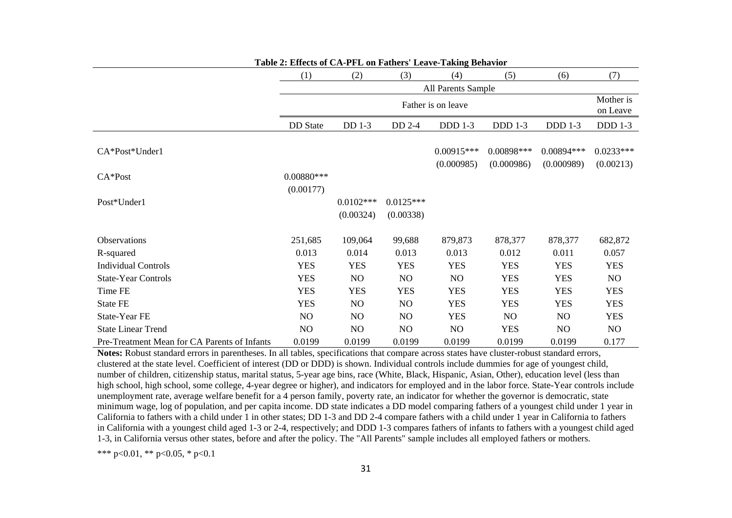**Table 2: Effects of CA-PFL on Fathers' Leave-Taking Behavior**

| | (1) | (2) | (3) | (4) | (5) | (6) | (7) |
|---|---|---|---|---|---|---|---|
| | All Parents Sample | | | | | | |
| | Father is on leave | | | | | | Mother is on Leave |
| | DD State | DD 1-3 | DD 2-4 | DDD 1-3 | DDD 1-3 | DDD 1-3 | DDD 1-3 |
| CA*Post*Under1 | | | | 0.00915*** | 0.00898*** | 0.00894*** | 0.0233*** |
| | | | | (0.000985) | (0.000986) | (0.000989) | (0.00213) |
| CA*Post | 0.00880*** | | | | | | |
| | (0.00177) | | | | | | |
| Post*Under1 | | 0.0102*** | 0.0125*** | | | | |
| | | (0.00324) | (0.00338) | | | | |
| Observations | 251,685 | 109,064 | 99,688 | 879,873 | 878,377 | 878,377 | 682,872 |
| R-squared | 0.013 | 0.014 | 0.013 | 0.013 | 0.012 | 0.011 | 0.057 |
| Individual Controls | YES | YES | YES | YES | YES | YES | YES |
| State-Year Controls | YES | NO | NO | NO | YES | YES | NO |
| Time FE | YES | YES | YES | YES | YES | YES | YES |
| State FE | YES | NO | NO | YES | YES | YES | YES |
| State-Year FE | NO | NO | NO | YES | NO | NO | YES |
| State Linear Trend | NO | NO | NO | NO | YES | NO | NO |
| Pre-Treatment Mean for CA Parents of Infants | 0.0199 | 0.0199 | 0.0199 | 0.0199 | 0.0199 | 0.0199 | 0.177 |

**Notes:** Robust standard errors in parentheses. In all tables, specifications that compare across states have cluster-robust standard errors, clustered at the state level. Coefficient of interest (DD or DDD) is shown. Individual controls include dummies for age of youngest child, number of children, citizenship status, marital status, 5-year age bins, race (White, Black, Hispanic, Asian, Other), education level (less than high school, high school, some college, 4-year degree or higher), and indicators for employed and in the labor force. State-Year controls include unemployment rate, average welfare benefit for a 4 person family, poverty rate, an indicator for whether the governor is democratic, state minimum wage, log of population, and per capita income. DD state indicates a DD model comparing fathers of a youngest child under 1 year in California to fathers with a child under 1 in other states; DD 1-3 and DD 2-4 compare fathers with a child under 1 year in California to fathers in California with a youngest child aged 1-3 or 2-4, respectively; and DDD 1-3 compares fathers of infants to fathers with a youngest child aged 1-3, in California versus other states, before and after the policy. The "All Parents" sample includes all employed fathers or mothers.

*** p<0.01, ** p<0.05, * p<0.1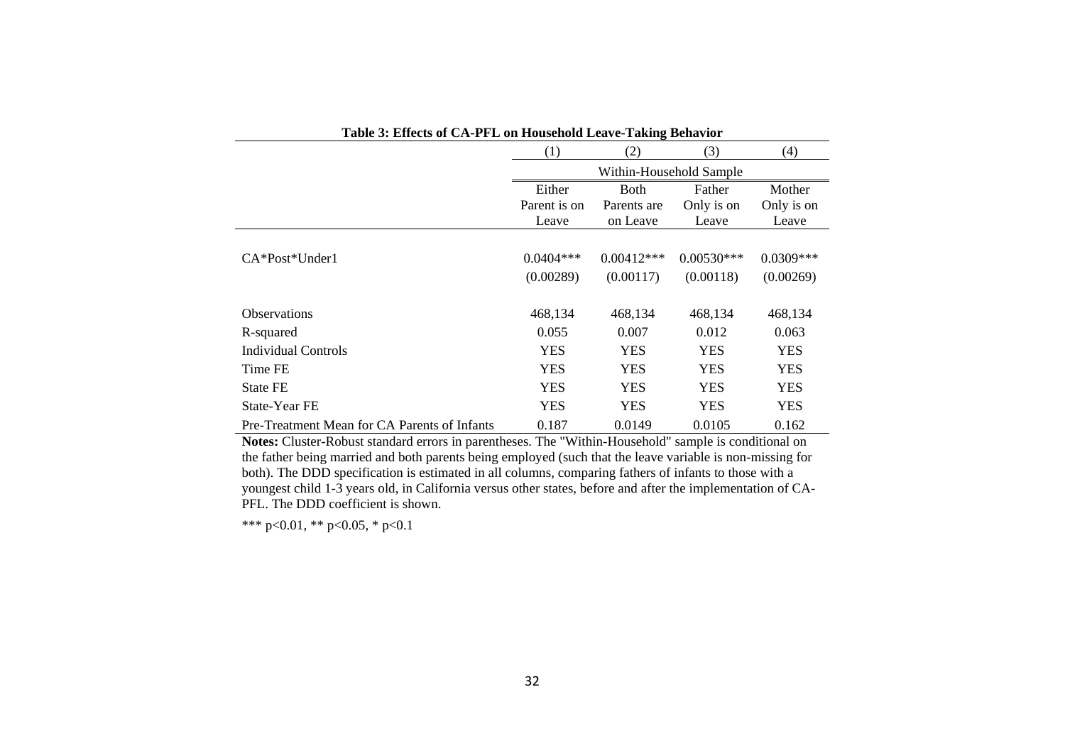**Table 3: Effects of CA-PFL on Household Leave-Taking Behavior**

| | (1) | (2) | (3) | (4) |
|---|---|---|---|---|
| | Within-Household Sample | | | |
| | Either Parent is on Leave | Both Parents are on Leave | Father Only is on Leave | Mother Only is on Leave |
| CA*Post*Under1 | 0.0404*** | 0.00412*** | 0.00530*** | 0.0309*** |
| | (0.00289) | (0.00117) | (0.00118) | (0.00269) |
| Observations | 468,134 | 468,134 | 468,134 | 468,134 |
| R-squared | 0.055 | 0.007 | 0.012 | 0.063 |
| Individual Controls | YES | YES | YES | YES |
| Time FE | YES | YES | YES | YES |
| State FE | YES | YES | YES | YES |
| State-Year FE | YES | YES | YES | YES |
| Pre-Treatment Mean for CA Parents of Infants | 0.187 | 0.0149 | 0.0105 | 0.162 |

**Notes:** Cluster-Robust standard errors in parentheses. The "Within-Household" sample is conditional on the father being married and both parents being employed (such that the leave variable is non-missing for both). The DDD specification is estimated in all columns, comparing fathers of infants to those with a youngest child 1-3 years old, in California versus other states, before and after the implementation of CA-PFL. The DDD coefficient is shown.

*** p<0.01, ** p<0.05, * p<0.1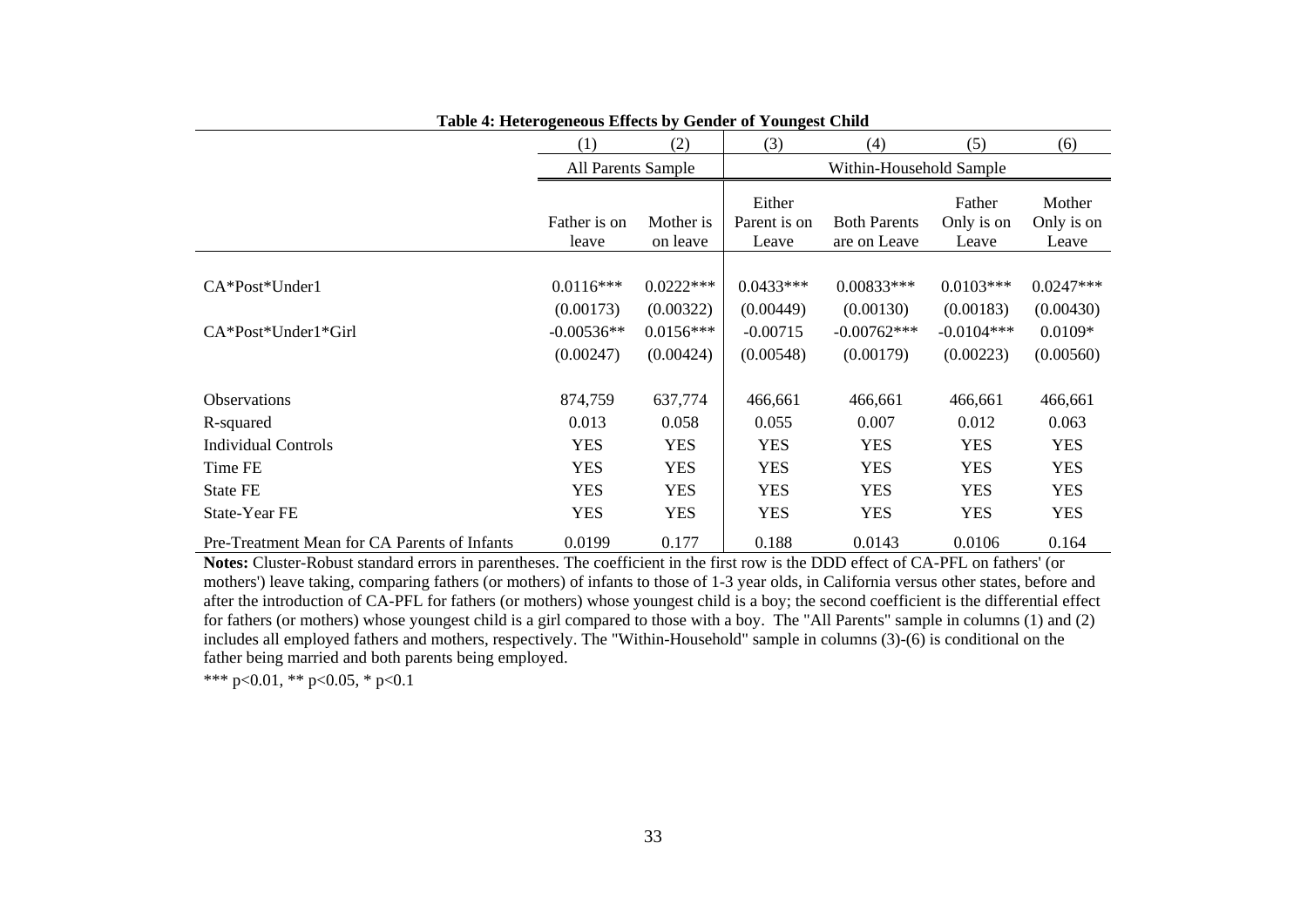**Table 4: Heterogeneous Effects by Gender of Youngest Child**

| | (1) | (2) | (3) | (4) | (5) | (6) |
|---|---|---|---|---|---|---|
| | All Parents Sample | | Within-Household Sample | | | |
| | Father is on leave | Mother is on leave | Either Parent is on Leave | Both Parents are on Leave | Father Only is on Leave | Mother Only is on Leave |
| CA*Post*Under1 | 0.0116*** | 0.0222*** | 0.0433*** | 0.00833*** | 0.0103*** | 0.0247*** |
| | (0.00173) | (0.00322) | (0.00449) | (0.00130) | (0.00183) | (0.00430) |
| CA*Post*Under1*Girl | -0.00536** | 0.0156*** | -0.00715 | -0.00762*** | -0.0104*** | 0.0109* |
| | (0.00247) | (0.00424) | (0.00548) | (0.00179) | (0.00223) | (0.00560) |
| Observations | 874,759 | 637,774 | 466,661 | 466,661 | 466,661 | 466,661 |
| R-squared | 0.013 | 0.058 | 0.055 | 0.007 | 0.012 | 0.063 |
| Individual Controls | YES | YES | YES | YES | YES | YES |
| Time FE | YES | YES | YES | YES | YES | YES |
| State FE | YES | YES | YES | YES | YES | YES |
| State-Year FE | YES | YES | YES | YES | YES | YES |
| Pre-Treatment Mean for CA Parents of Infants | 0.0199 | 0.177 | 0.188 | 0.0143 | 0.0106 | 0.164 |

**Notes:** Cluster-Robust standard errors in parentheses. The coefficient in the first row is the DDD effect of CA-PFL on fathers' (or mothers') leave taking, comparing fathers (or mothers) of infants to those of 1-3 year olds, in California versus other states, before and after the introduction of CA-PFL for fathers (or mothers) whose youngest child is a boy; the second coefficient is the differential effect for fathers (or mothers) whose youngest child is a girl compared to those with a boy. The "All Parents" sample in columns (1) and (2) includes all employed fathers and mothers, respectively. The "Within-Household" sample in columns (3)-(6) is conditional on the father being married and both parents being employed.

*** p<0.01, ** p<0.05, * p<0.1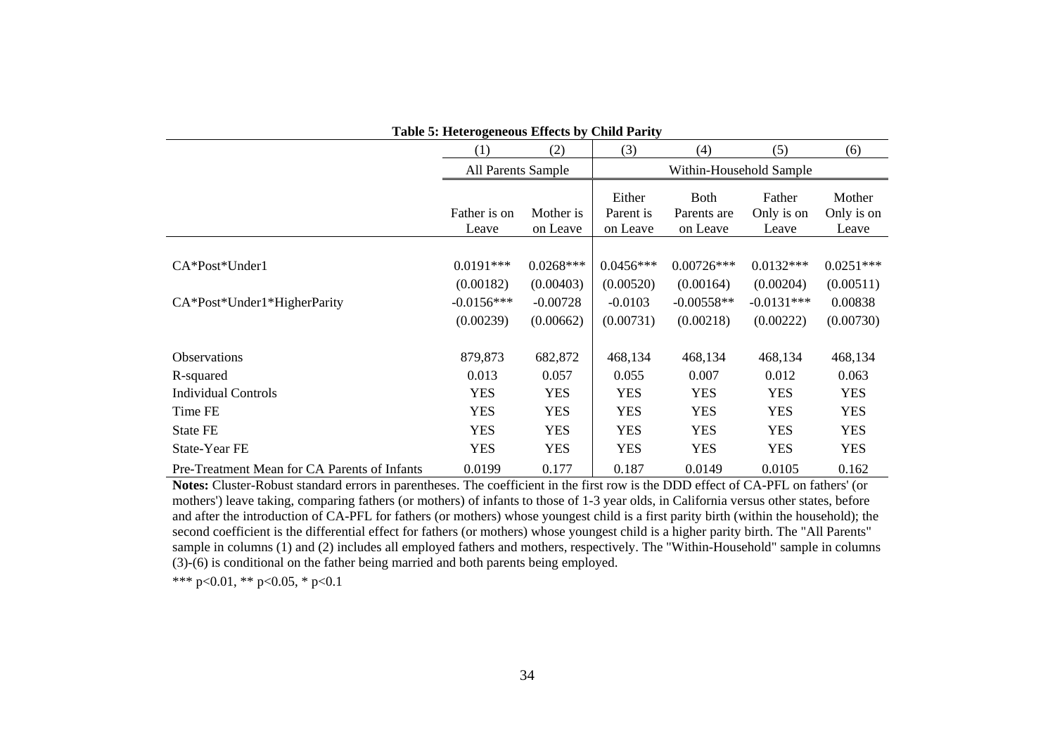**Table 5: Heterogeneous Effects by Child Parity**

| | (1) | (2) | (3) | (4) | (5) | (6) |
|---|---|---|---|---|---|---|
| | All Parents Sample | | Within-Household Sample | | | |
| | Father is on Leave | Mother is on Leave | Either Parent is on Leave | Both Parents are on Leave | Father Only is on Leave | Mother Only is on Leave |
| CA*Post*Under1 | 0.0191*** | 0.0268*** | 0.0456*** | 0.00726*** | 0.0132*** | 0.0251*** |
| | (0.00182) | (0.00403) | (0.00520) | (0.00164) | (0.00204) | (0.00511) |
| CA*Post*Under1*HigherParity | -0.0156*** | -0.00728 | -0.0103 | -0.00558** | -0.0131*** | 0.00838 |
| | (0.00239) | (0.00662) | (0.00731) | (0.00218) | (0.00222) | (0.00730) |
| Observations | 879,873 | 682,872 | 468,134 | 468,134 | 468,134 | 468,134 |
| R-squared | 0.013 | 0.057 | 0.055 | 0.007 | 0.012 | 0.063 |
| Individual Controls | YES | YES | YES | YES | YES | YES |
| Time FE | YES | YES | YES | YES | YES | YES |
| State FE | YES | YES | YES | YES | YES | YES |
| State-Year FE | YES | YES | YES | YES | YES | YES |
| Pre-Treatment Mean for CA Parents of Infants | 0.0199 | 0.177 | 0.187 | 0.0149 | 0.0105 | 0.162 |

**Notes:** Cluster-Robust standard errors in parentheses. The coefficient in the first row is the DDD effect of CA-PFL on fathers' (or mothers') leave taking, comparing fathers (or mothers) of infants to those of 1-3 year olds, in California versus other states, before and after the introduction of CA-PFL for fathers (or mothers) whose youngest child is a first parity birth (within the household); the second coefficient is the differential effect for fathers (or mothers) whose youngest child is a higher parity birth. The "All Parents" sample in columns (1) and (2) includes all employed fathers and mothers, respectively. The "Within-Household" sample in columns (3)-(6) is conditional on the father being married and both parents being employed.

*** p<0.01, ** p<0.05, * p<0.1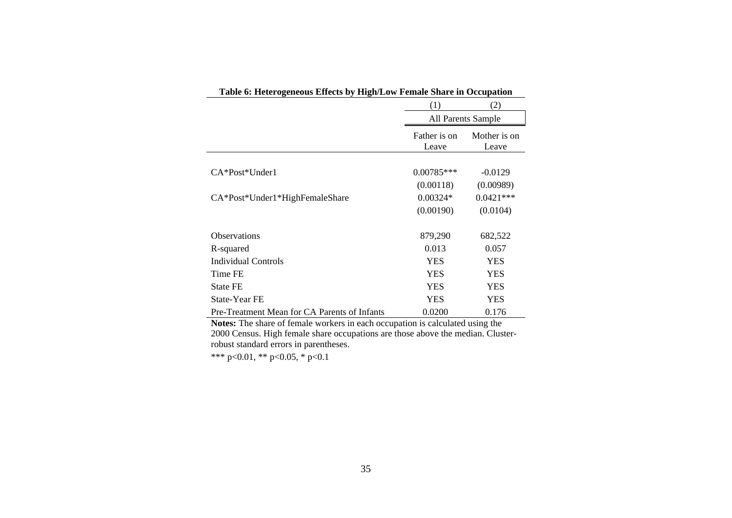**Table 6: Heterogeneous Effects by High/Low Female Share in Occupation**

| | (1) | (2) |
|---|---|---|
| | All Parents Sample | |
| | Father is on Leave | Mother is on Leave |
| CA*Post*Under1 | 0.00785*** | -0.0129 |
| | (0.00118) | (0.00989) |
| CA*Post*Under1*HighFemaleShare | 0.00324* | 0.0421*** |
| | (0.00190) | (0.0104) |
| Observations | 879,290 | 682,522 |
| R-squared | 0.013 | 0.057 |
| Individual Controls | YES | YES |
| Time FE | YES | YES |
| State FE | YES | YES |
| State-Year FE | YES | YES |
| Pre-Treatment Mean for CA Parents of Infants | 0.0200 | 0.176 |

**Notes:** The share of female workers in each occupation is calculated using the 2000 Census. High female share occupations are those above the median. Cluster-robust standard errors in parentheses.

*** p<0.01, ** p<0.05, * p<0.1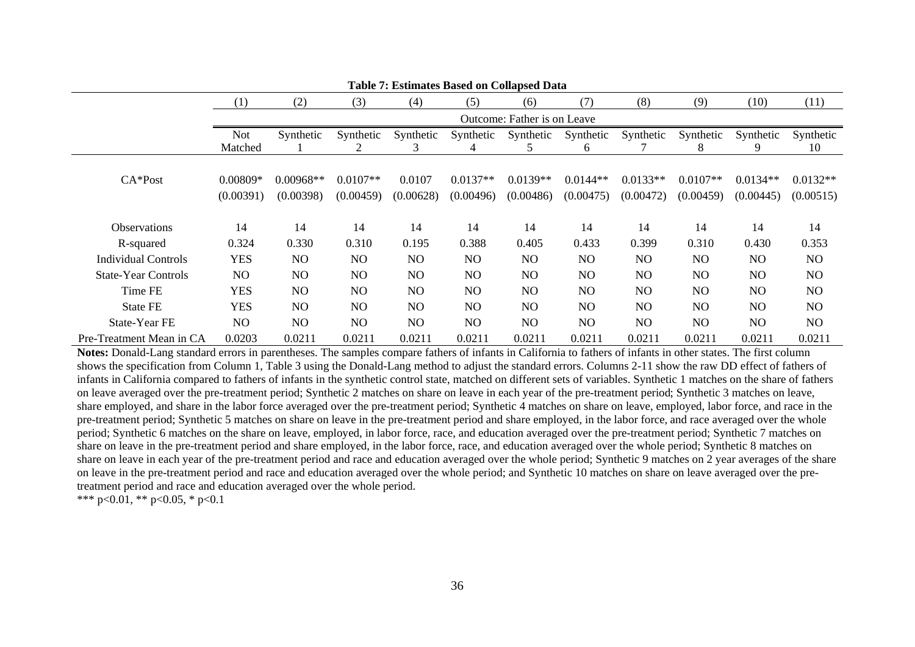**Table 7: Estimates Based on Collapsed Data**

| | (1) | (2) | (3) | (4) | (5) | (6) | (7) | (8) | (9) | (10) | (11) |
|---|---|---|---|---|---|---|---|---|---|---|---|
| | Outcome: Father is on Leave | | | | | | | | | | |
| | Not Matched | Synthetic 1 | Synthetic 2 | Synthetic 3 | Synthetic 4 | Synthetic 5 | Synthetic 6 | Synthetic 7 | Synthetic 8 | Synthetic 9 | Synthetic 10 |
| CA*Post | 0.00809* | 0.00968** | 0.0107** | 0.0107 | 0.0137** | 0.0139** | 0.0144** | 0.0133** | 0.0107** | 0.0134** | 0.0132** |
| | (0.00391) | (0.00398) | (0.00459) | (0.00628) | (0.00496) | (0.00486) | (0.00475) | (0.00472) | (0.00459) | (0.00445) | (0.00515) |
| Observations | 14 | 14 | 14 | 14 | 14 | 14 | 14 | 14 | 14 | 14 | 14 |
| R-squared | 0.324 | 0.330 | 0.310 | 0.195 | 0.388 | 0.405 | 0.433 | 0.399 | 0.310 | 0.430 | 0.353 |
| Individual Controls | YES | NO | NO | NO | NO | NO | NO | NO | NO | NO | NO |
| State-Year Controls | NO | NO | NO | NO | NO | NO | NO | NO | NO | NO | NO |
| Time FE | YES | NO | NO | NO | NO | NO | NO | NO | NO | NO | NO |
| State FE | YES | NO | NO | NO | NO | NO | NO | NO | NO | NO | NO |
| State-Year FE | NO | NO | NO | NO | NO | NO | NO | NO | NO | NO | NO |
| Pre-Treatment Mean in CA | 0.0203 | 0.0211 | 0.0211 | 0.0211 | 0.0211 | 0.0211 | 0.0211 | 0.0211 | 0.0211 | 0.0211 | 0.0211 |

**Notes:** Donald-Lang standard errors in parentheses. The samples compare fathers of infants in California to fathers of infants in other states. The first column shows the specification from Column 1, Table 3 using the Donald-Lang method to adjust the standard errors. Columns 2-11 show the raw DD effect of fathers of infants in California compared to fathers of infants in the synthetic control state, matched on different sets of variables. Synthetic 1 matches on the share of fathers on leave averaged over the pre-treatment period; Synthetic 2 matches on share on leave in each year of the pre-treatment period; Synthetic 3 matches on leave, share employed, and share in the labor force averaged over the pre-treatment period; Synthetic 4 matches on share on leave, employed, labor force, and race in the pre-treatment period; Synthetic 5 matches on share on leave in the pre-treatment period and share employed, in the labor force, and race averaged over the whole period; Synthetic 6 matches on the share on leave, employed, in labor force, race, and education averaged over the pre-treatment period; Synthetic 7 matches on share on leave in the pre-treatment period and share employed, in the labor force, race, and education averaged over the whole period; Synthetic 8 matches on share on leave in each year of the pre-treatment period and race and education averaged over the whole period; Synthetic 9 matches on 2 year averages of the share on leave in the pre-treatment period and race and education averaged over the whole period; and Synthetic 10 matches on share on leave averaged over the pre-treatment period and race and education averaged over the whole period.

*** p<0.01, ** p<0.05, * p<0.1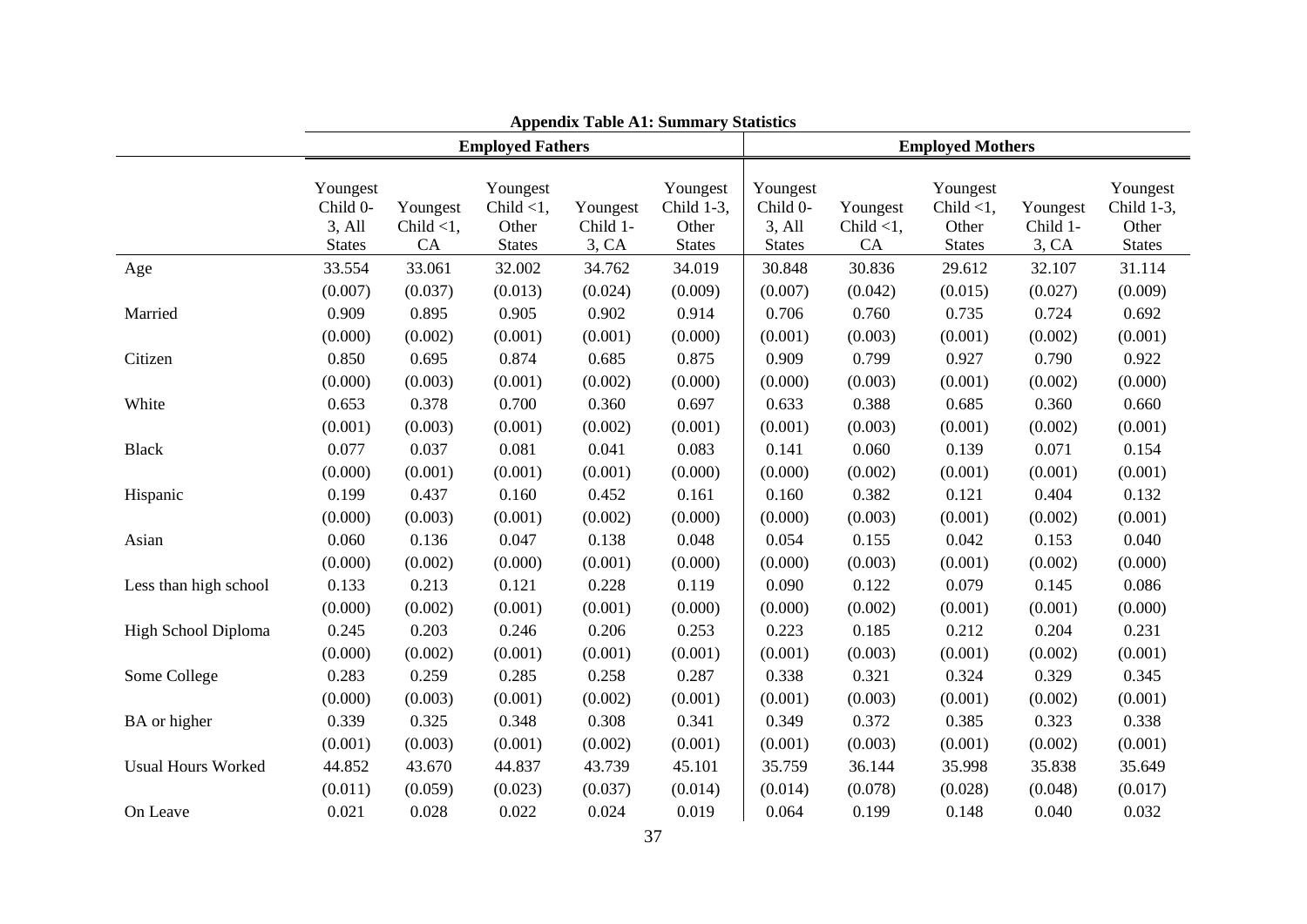**Appendix Table A1: Summary Statistics**

| | Employed Fathers | | | | | Employed Mothers | | | | |
|---|---|---|---|---|---|---|---|---|---|---|
| | Youngest Child 0-3, All States | Youngest Child <1, CA | Youngest Child <1, Other States | Youngest Child 1-3, CA | Youngest Child 1-3, Other States | Youngest Child 0-3, All States | Youngest Child <1, CA | Youngest Child <1, Other States | Youngest Child 1-3, CA | Youngest Child 1-3, Other States |
| Age | 33.554 | 33.061 | 32.002 | 34.762 | 34.019 | 30.848 | 30.836 | 29.612 | 32.107 | 31.114 |
| | (0.007) | (0.037) | (0.013) | (0.024) | (0.009) | (0.007) | (0.042) | (0.015) | (0.027) | (0.009) |
| Married | 0.909 | 0.895 | 0.905 | 0.902 | 0.914 | 0.706 | 0.760 | 0.735 | 0.724 | 0.692 |
| | (0.000) | (0.002) | (0.001) | (0.001) | (0.000) | (0.001) | (0.003) | (0.001) | (0.002) | (0.001) |
| Citizen | 0.850 | 0.695 | 0.874 | 0.685 | 0.875 | 0.909 | 0.799 | 0.927 | 0.790 | 0.922 |
| | (0.000) | (0.003) | (0.001) | (0.002) | (0.000) | (0.000) | (0.003) | (0.001) | (0.002) | (0.000) |
| White | 0.653 | 0.378 | 0.700 | 0.360 | 0.697 | 0.633 | 0.388 | 0.685 | 0.360 | 0.660 |
| | (0.001) | (0.003) | (0.001) | (0.002) | (0.001) | (0.001) | (0.003) | (0.001) | (0.002) | (0.001) |
| Black | 0.077 | 0.037 | 0.081 | 0.041 | 0.083 | 0.141 | 0.060 | 0.139 | 0.071 | 0.154 |
| | (0.000) | (0.001) | (0.001) | (0.001) | (0.000) | (0.000) | (0.002) | (0.001) | (0.001) | (0.001) |
| Hispanic | 0.199 | 0.437 | 0.160 | 0.452 | 0.161 | 0.160 | 0.382 | 0.121 | 0.404 | 0.132 |
| | (0.000) | (0.003) | (0.001) | (0.002) | (0.000) | (0.000) | (0.003) | (0.001) | (0.002) | (0.001) |
| Asian | 0.060 | 0.136 | 0.047 | 0.138 | 0.048 | 0.054 | 0.155 | 0.042 | 0.153 | 0.040 |
| | (0.000) | (0.002) | (0.000) | (0.001) | (0.000) | (0.000) | (0.003) | (0.001) | (0.002) | (0.000) |
| Less than high school | 0.133 | 0.213 | 0.121 | 0.228 | 0.119 | 0.090 | 0.122 | 0.079 | 0.145 | 0.086 |
| | (0.000) | (0.002) | (0.001) | (0.001) | (0.000) | (0.000) | (0.002) | (0.001) | (0.001) | (0.000) |
| High School Diploma | 0.245 | 0.203 | 0.246 | 0.206 | 0.253 | 0.223 | 0.185 | 0.212 | 0.204 | 0.231 |
| | (0.000) | (0.002) | (0.001) | (0.001) | (0.001) | (0.001) | (0.003) | (0.001) | (0.002) | (0.001) |
| Some College | 0.283 | 0.259 | 0.285 | 0.258 | 0.287 | 0.338 | 0.321 | 0.324 | 0.329 | 0.345 |
| | (0.000) | (0.003) | (0.001) | (0.002) | (0.001) | (0.001) | (0.003) | (0.001) | (0.002) | (0.001) |
| BA or higher | 0.339 | 0.325 | 0.348 | 0.308 | 0.341 | 0.349 | 0.372 | 0.385 | 0.323 | 0.338 |
| | (0.001) | (0.003) | (0.001) | (0.002) | (0.001) | (0.001) | (0.003) | (0.001) | (0.002) | (0.001) |
| Usual Hours Worked | 44.852 | 43.670 | 44.837 | 43.739 | 45.101 | 35.759 | 36.144 | 35.998 | 35.838 | 35.649 |
| | (0.011) | (0.059) | (0.023) | (0.037) | (0.014) | (0.014) | (0.078) | (0.028) | (0.048) | (0.017) |
| On Leave | 0.021 | 0.028 | 0.022 | 0.024 | 0.019 | 0.064 | 0.199 | 0.148 | 0.040 | 0.032 |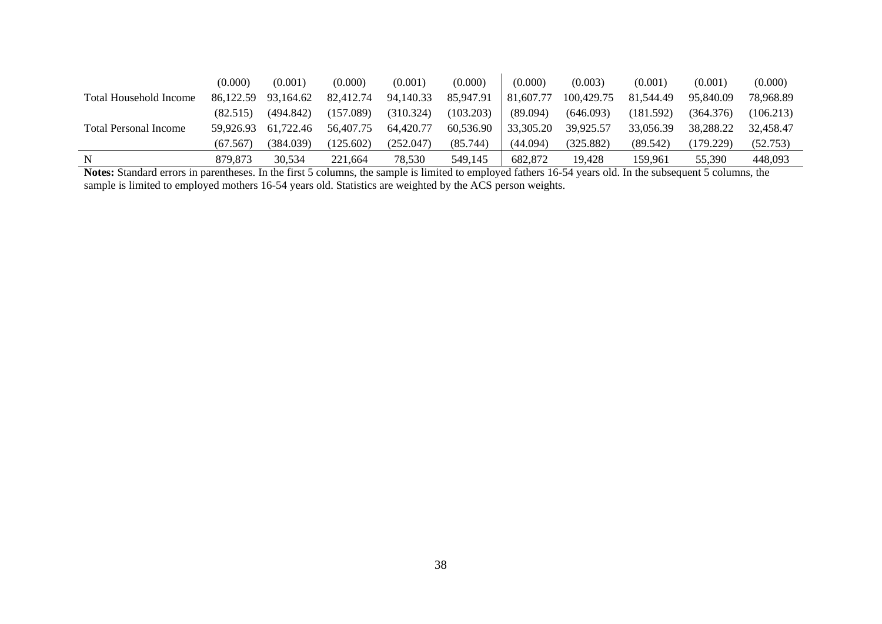| | | | | | | | | | | |
|---|---|---|---|---|---|---|---|---|---|---|
| | (0.000) | (0.001) | (0.000) | (0.001) | (0.000) | (0.000) | (0.003) | (0.001) | (0.001) | (0.000) |
| Total Household Income | 86,122.59 | 93,164.62 | 82,412.74 | 94,140.33 | 85,947.91 | 81,607.77 | 100,429.75 | 81,544.49 | 95,840.09 | 78,968.89 |
| | (82.515) | (494.842) | (157.089) | (310.324) | (103.203) | (89.094) | (646.093) | (181.592) | (364.376) | (106.213) |
| Total Personal Income | 59,926.93 | 61,722.46 | 56,407.75 | 64,420.77 | 60,536.90 | 33,305.20 | 39,925.57 | 33,056.39 | 38,288.22 | 32,458.47 |
| | (67.567) | (384.039) | (125.602) | (252.047) | (85.744) | (44.094) | (325.882) | (89.542) | (179.229) | (52.753) |
| N | 879,873 | 30,534 | 221,664 | 78,530 | 549,145 | 682,872 | 19,428 | 159,961 | 55,390 | 448,093 |

**Notes:** Standard errors in parentheses. In the first 5 columns, the sample is limited to employed fathers 16-54 years old. In the subsequent 5 columns, the sample is limited to employed mothers 16-54 years old. Statistics are weighted by the ACS person weights.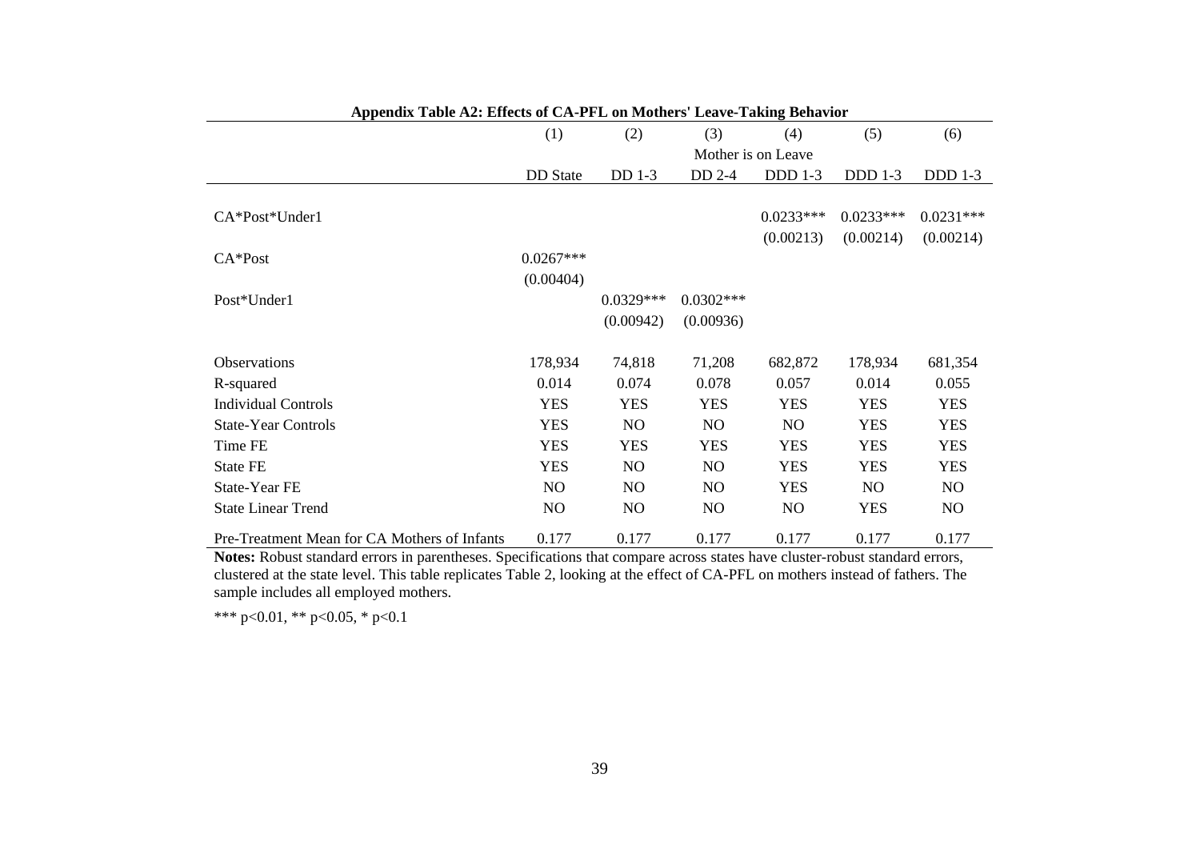**Appendix Table A2: Effects of CA-PFL on Mothers' Leave-Taking Behavior**

| | (1) | (2) | (3) | (4) | (5) | (6) |
|---|---|---|---|---|---|---|
| | Mother is on Leave | | | | | |
| | DD State | DD 1-3 | DD 2-4 | DDD 1-3 | DDD 1-3 | DDD 1-3 |
| CA*Post*Under1 | | | | 0.0233*** | 0.0233*** | 0.0231*** |
| | | | | (0.00213) | (0.00214) | (0.00214) |
| CA*Post | 0.0267*** | | | | | |
| | (0.00404) | | | | | |
| Post*Under1 | | 0.0329*** | 0.0302*** | | | |
| | | (0.00942) | (0.00936) | | | |
| Observations | 178,934 | 74,818 | 71,208 | 682,872 | 178,934 | 681,354 |
| R-squared | 0.014 | 0.074 | 0.078 | 0.057 | 0.014 | 0.055 |
| Individual Controls | YES | YES | YES | YES | YES | YES |
| State-Year Controls | YES | NO | NO | NO | YES | YES |
| Time FE | YES | YES | YES | YES | YES | YES |
| State FE | YES | NO | NO | YES | YES | YES |
| State-Year FE | NO | NO | NO | YES | NO | NO |
| State Linear Trend | NO | NO | NO | NO | YES | NO |
| Pre-Treatment Mean for CA Mothers of Infants | 0.177 | 0.177 | 0.177 | 0.177 | 0.177 | 0.177 |

**Notes:** Robust standard errors in parentheses. Specifications that compare across states have cluster-robust standard errors, clustered at the state level. This table replicates Table 2, looking at the effect of CA-PFL on mothers instead of fathers. The sample includes all employed mothers.

*** p<0.01, ** p<0.05, * p<0.1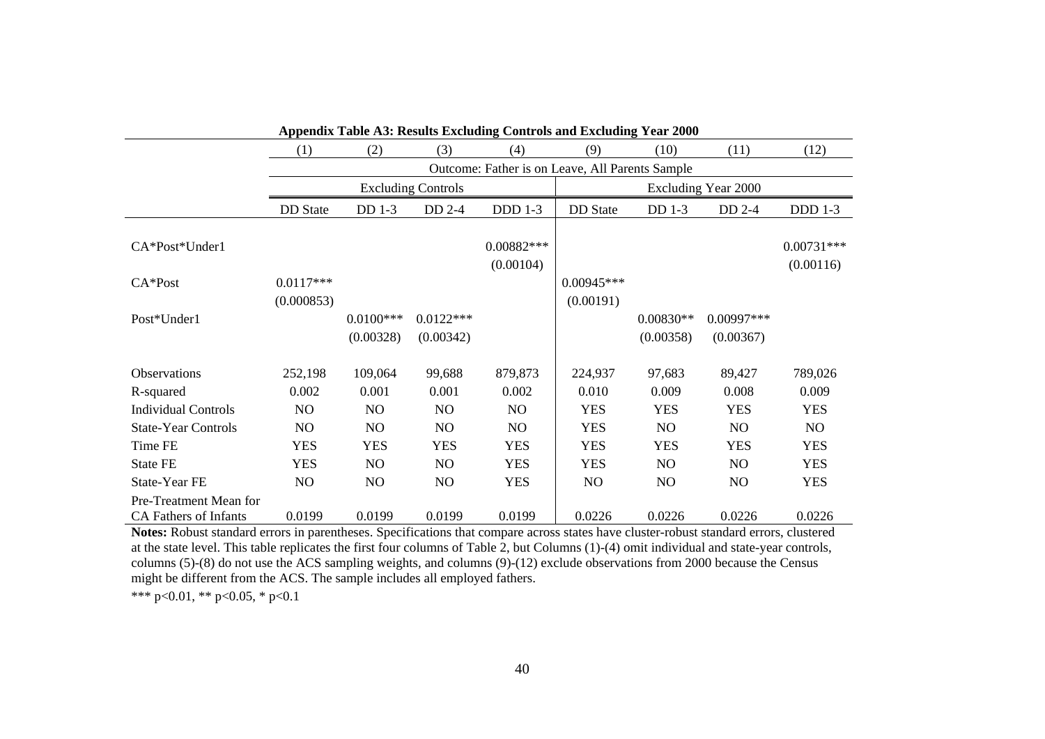**Appendix Table A3: Results Excluding Controls and Excluding Year 2000**

| | (1) | (2) | (3) | (4) | (9) | (10) | (11) | (12) |
|---|---|---|---|---|---|---|---|---|
| | Outcome: Father is on Leave, All Parents Sample | | | | | | | |
| | Excluding Controls | | | | Excluding Year 2000 | | | |
| | DD State | DD 1-3 | DD 2-4 | DDD 1-3 | DD State | DD 1-3 | DD 2-4 | DDD 1-3 |
| CA*Post*Under1 | | | | 0.00882*** | | | | 0.00731*** |
| | | | | (0.00104) | | | | (0.00116) |
| CA*Post | 0.0117*** | | | | 0.00945*** | | | |
| | (0.000853) | | | | (0.00191) | | | |
| Post*Under1 | | 0.0100*** | 0.0122*** | | | 0.00830** | 0.00997*** | |
| | | (0.00328) | (0.00342) | | | (0.00358) | (0.00367) | |
| Observations | 252,198 | 109,064 | 99,688 | 879,873 | 224,937 | 97,683 | 89,427 | 789,026 |
| R-squared | 0.002 | 0.001 | 0.001 | 0.002 | 0.010 | 0.009 | 0.008 | 0.009 |
| Individual Controls | NO | NO | NO | NO | YES | YES | YES | YES |
| State-Year Controls | NO | NO | NO | NO | YES | NO | NO | NO |
| Time FE | YES | YES | YES | YES | YES | YES | YES | YES |
| State FE | YES | NO | NO | YES | YES | NO | NO | YES |
| State-Year FE | NO | NO | NO | YES | NO | NO | NO | YES |
| Pre-Treatment Mean for CA Fathers of Infants | 0.0199 | 0.0199 | 0.0199 | 0.0199 | 0.0226 | 0.0226 | 0.0226 | 0.0226 |

**Notes:** Robust standard errors in parentheses. Specifications that compare across states have cluster-robust standard errors, clustered at the state level. This table replicates the first four columns of Table 2, but Columns (1)-(4) omit individual and state-year controls, columns (5)-(8) do not use the ACS sampling weights, and columns (9)-(12) exclude observations from 2000 because the Census might be different from the ACS. The sample includes all employed fathers.

*** p<0.01, ** p<0.05, * p<0.1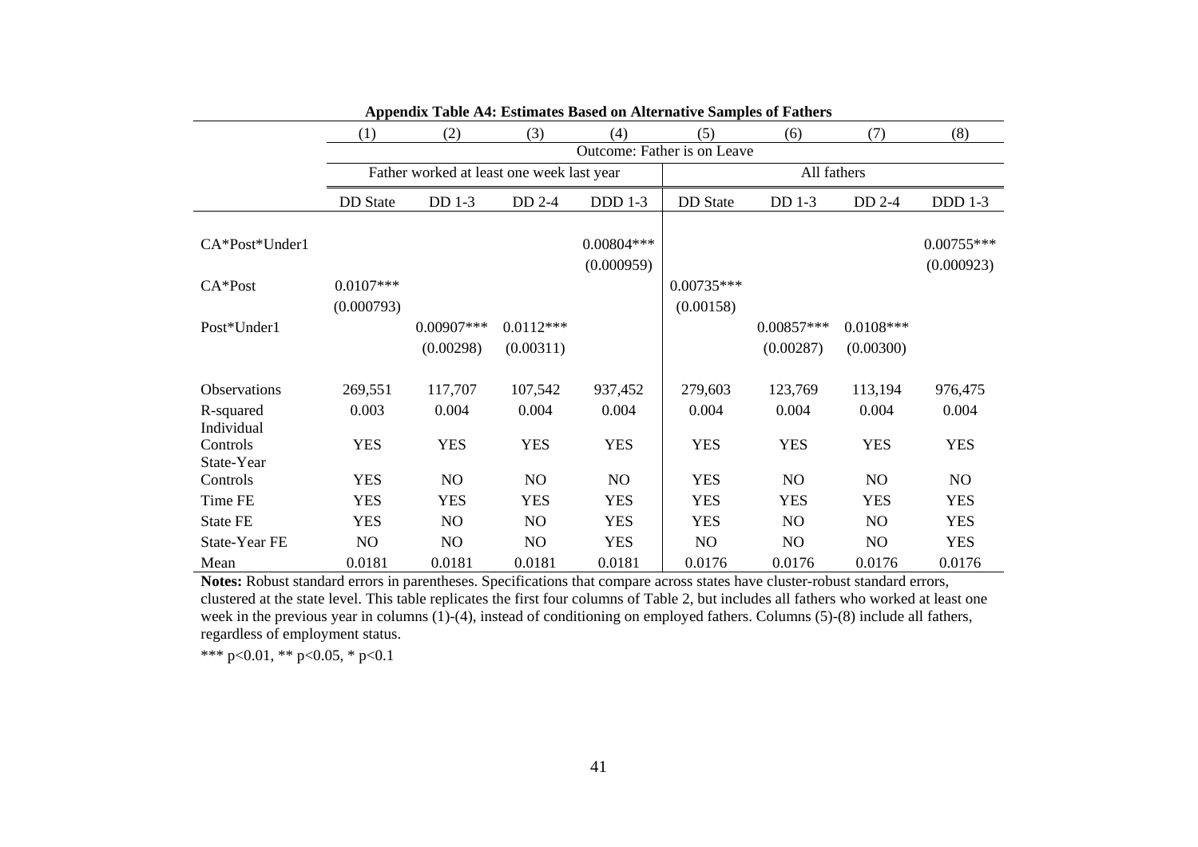**Appendix Table A4: Estimates Based on Alternative Samples of Fathers**

| | (1) | (2) | (3) | (4) | (5) | (6) | (7) | (8) |
|---|---|---|---|---|---|---|---|---|
| | Outcome: Father is on Leave | | | | | | | |
| | Father worked at least one week last year | | | | All fathers | | | |
| | DD State | DD 1-3 | DD 2-4 | DDD 1-3 | DD State | DD 1-3 | DD 2-4 | DDD 1-3 |
| CA*Post*Under1 | | | | 0.00804*** | | | | 0.00755*** |
| | | | | (0.000959) | | | | (0.000923) |
| CA*Post | 0.0107*** | | | | 0.00735*** | | | |
| | (0.000793) | | | | (0.00158) | | | |
| Post*Under1 | | 0.00907*** | 0.0112*** | | | 0.00857*** | 0.0108*** | |
| | | (0.00298) | (0.00311) | | | (0.00287) | (0.00300) | |
| Observations | 269,551 | 117,707 | 107,542 | 937,452 | 279,603 | 123,769 | 113,194 | 976,475 |
| R-squared | 0.003 | 0.004 | 0.004 | 0.004 | 0.004 | 0.004 | 0.004 | 0.004 |
| Individual Controls | YES | YES | YES | YES | YES | YES | YES | YES |
| State-Year Controls | YES | NO | NO | NO | YES | NO | NO | NO |
| Time FE | YES | YES | YES | YES | YES | YES | YES | YES |
| State FE | YES | NO | NO | YES | YES | NO | NO | YES |
| State-Year FE | NO | NO | NO | YES | NO | NO | NO | YES |
| Mean | 0.0181 | 0.0181 | 0.0181 | 0.0181 | 0.0176 | 0.0176 | 0.0176 | 0.0176 |

**Notes:** Robust standard errors in parentheses. Specifications that compare across states have cluster-robust standard errors, clustered at the state level. This table replicates the first four columns of Table 2, but includes all fathers who worked at least one week in the previous year in columns (1)-(4), instead of conditioning on employed fathers. Columns (5)-(8) include all fathers, regardless of employment status.

*** p<0.01, ** p<0.05, * p<0.1